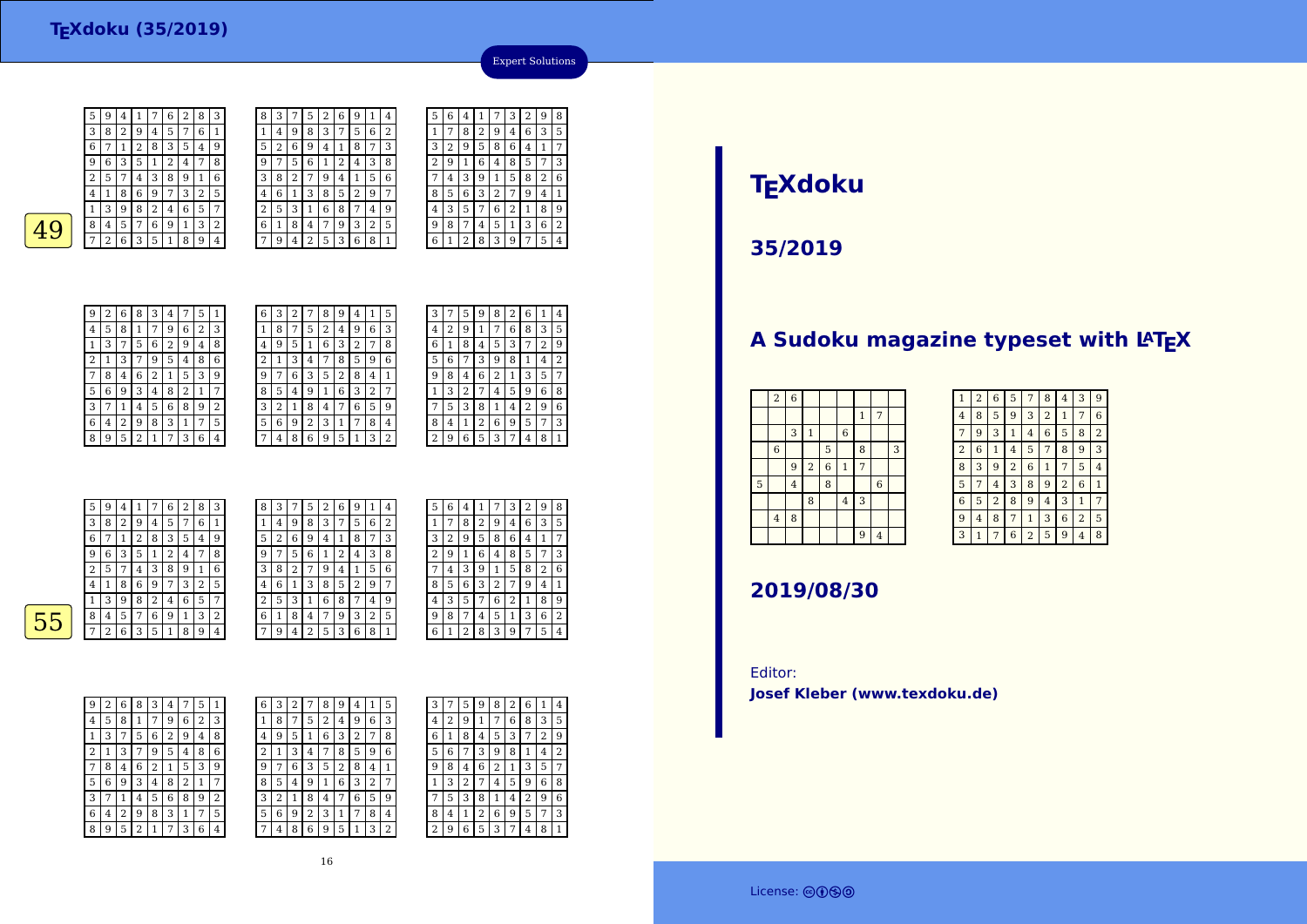Expert Solutions

**49**

| 5 | 9 | 4 | 1 | 7 | 6 | 2 | 8 | 3 |
|---|---|---|---|---|---|---|---|---|
| 3 | 8 | 2 | 9 | 4 | 5 | 7 | 6 | 1 |
| 6 | 7 | 1 | 2 | 8 | 3 | 5 | 4 | 9 |
| 9 | 6 | 3 | 5 | 1 | 2 | 4 | 7 | 8 |
| 2 | 5 | 7 | 4 | 3 | 8 | 9 | 1 | 6 |
| 4 | 1 | 8 | 6 | 9 | 7 | 3 | 2 | 5 |
| 1 | 3 | 9 | 8 | 2 | 4 | 6 | 5 | 7 |
| 8 | 4 | 5 | 7 | 6 | 9 | 1 | 3 | 2 |
| 7 | 2 | 6 | 3 | 5 | 1 | 8 | 9 | 4 |

| 8 | 3 | 7 | 5 | 2 | 6 | 9 | 1 | 4 |
|---|---|---|---|---|---|---|---|---|
| 1 | 4 | 9 | 8 | 3 | 7 | 5 | 6 | 2 |
| 5 | 2 | 6 | 9 | 4 | 1 | 8 | 7 | 3 |
| 9 | 7 | 5 | 6 | 1 | 2 | 4 | 3 | 8 |
| 3 | 8 | 2 | 7 | 9 | 4 | 1 | 5 | 6 |
| 4 | 6 | 1 | 3 | 8 | 5 | 2 | 9 | 7 |
| 2 | 5 | 3 | 1 | 6 | 8 | 7 | 4 | 9 |
| 6 | 1 | 8 | 4 | 7 | 9 | 3 | 2 | 5 |
| 7 | 9 | 4 | 2 | 5 | 3 | 6 | 8 | 1 |

| 5 | 6 | 4 | 1 | 7 | 3 | 2 | 9 | 8 |
|---|---|---|---|---|---|---|---|---|
| 1 | 7 | 8 | 2 | 9 | 4 | 6 | 3 | 5 |
| 3 | 2 | 9 | 5 | 8 | 6 | 4 | 1 | 7 |
| 2 | 9 | 1 | 6 | 4 | 8 | 5 | 7 | 3 |
| 7 | 4 | 3 | 9 | 1 | 5 | 8 | 2 | 6 |
| 8 | 5 | 6 | 3 | 2 | 7 | 9 | 4 | 1 |
| 4 | 3 | 5 | 7 | 6 | 2 | 1 | 8 | 9 |
| 9 | 8 | 7 | 4 | 5 | 1 | 3 | 6 | 2 |
| 6 | 1 | 2 | 8 | 3 | 9 | 7 | 5 | 4 |

| 9 | 2 | 6 | 8 | 3 | 4 | 7 | 5 | 1 |
|---|---|---|---|---|---|---|---|---|
| 4 | 5 | 8 | 1 | 7 | 9 | 6 | 2 | 3 |
| 1 | 3 | 7 | 5 | 6 | 2 | 9 | 4 | 8 |
| 2 | 1 | 3 | 7 | 9 | 5 | 4 | 8 | 6 |
| 7 | 8 | 4 | 6 | 2 | 1 | 5 | 3 | 9 |
| 5 | 6 | 9 | 3 | 4 | 8 | 2 | 1 | 7 |
| 3 | 7 | 1 | 4 | 5 | 6 | 8 | 9 | 2 |
| 6 | 4 | 2 | 9 | 8 | 3 | 1 | 7 | 5 |
| 8 | 9 | 5 | 2 | 1 | 7 | 3 | 6 | 4 |

| 6 | 3 | 2 | 7 | 8 | 9 | 4 | 1 | 5 |
|---|---|---|---|---|---|---|---|---|
| 1 | 8 | 7 | 5 | 2 | 4 | 9 | 6 | 3 |
| 4 | 9 | 5 | 1 | 6 | 3 | 2 | 7 | 8 |
| 2 | 1 | 3 | 4 | 7 | 8 | 5 | 9 | 6 |
| 9 | 7 | 6 | 3 | 5 | 2 | 8 | 4 | 1 |
| 8 | 5 | 4 | 9 | 1 | 6 | 3 | 2 | 7 |
| 3 | 2 | 1 | 8 | 4 | 7 | 6 | 5 | 9 |
| 5 | 6 | 9 | 2 | 3 | 1 | 7 | 8 | 4 |
| 7 | 4 | 8 | 6 | 9 | 5 | 1 | 3 | 2 |

| 3 | 7 | 5 | 9 | 8 | 2 | 6 | 1 | 4 |
|---|---|---|---|---|---|---|---|---|
| 4 | 2 | 9 | 1 | 7 | 6 | 8 | 3 | 5 |
| 6 | 1 | 8 | 4 | 5 | 3 | 7 | 2 | 9 |
| 5 | 6 | 7 | 3 | 9 | 8 | 1 | 4 | 2 |
| 9 | 8 | 4 | 6 | 2 | 1 | 3 | 5 | 7 |
| 1 | 3 | 2 | 7 | 4 | 5 | 9 | 6 | 8 |
| 7 | 5 | 3 | 8 | 1 | 4 | 2 | 9 | 6 |
| 8 | 4 | 1 | 2 | 6 | 9 | 5 | 7 | 3 |
| 2 | 9 | 6 | 5 | 3 | 7 | 4 | 8 | 1 |

**55**

| 5 | 9 | 4 | 1 | 7 | 6 | 2 | 8 | 3 |
|---|---|---|---|---|---|---|---|---|
| 3 | 8 | 2 | 9 | 4 | 5 | 7 | 6 | 1 |
| 6 | 7 | 1 | 2 | 8 | 3 | 5 | 4 | 9 |
| 9 | 6 | 3 | 5 | 1 | 2 | 4 | 7 | 8 |
| 2 | 5 | 7 | 4 | 3 | 8 | 9 | 1 | 6 |
| 4 | 1 | 8 | 6 | 9 | 7 | 3 | 2 | 5 |
| 1 | 3 | 9 | 8 | 2 | 4 | 6 | 5 | 7 |
| 8 | 4 | 5 | 7 | 6 | 9 | 1 | 3 | 2 |
| 7 | 2 | 6 | 3 | 5 | 1 | 8 | 9 | 4 |

| 8 | 3 | 7 | 5 | 2 | 6 | 9 | 1 | 4 |
|---|---|---|---|---|---|---|---|---|
| 1 | 4 | 9 | 8 | 3 | 7 | 5 | 6 | 2 |
| 5 | 2 | 6 | 9 | 4 | 1 | 8 | 7 | 3 |
| 9 | 7 | 5 | 6 | 1 | 2 | 4 | 3 | 8 |
| 3 | 8 | 2 | 7 | 9 | 4 | 1 | 5 | 6 |
| 4 | 6 | 1 | 3 | 8 | 5 | 2 | 9 | 7 |
| 2 | 5 | 3 | 1 | 6 | 8 | 7 | 4 | 9 |
| 6 | 1 | 8 | 4 | 7 | 9 | 3 | 2 | 5 |
| 7 | 9 | 4 | 2 | 5 | 3 | 6 | 8 | 1 |

| 5 | 6 | 4 | 1 | 7 | 3 | 2 | 9 | 8 |
|---|---|---|---|---|---|---|---|---|
| 1 | 7 | 8 | 2 | 9 | 4 | 6 | 3 | 5 |
| 3 | 2 | 9 | 5 | 8 | 6 | 4 | 1 | 7 |
| 2 | 9 | 1 | 6 | 4 | 8 | 5 | 7 | 3 |
| 7 | 4 | 3 | 9 | 1 | 5 | 8 | 2 | 6 |
| 8 | 5 | 6 | 3 | 2 | 7 | 9 | 4 | 1 |
| 4 | 3 | 5 | 7 | 6 | 2 | 1 | 8 | 9 |
| 9 | 8 | 7 | 4 | 5 | 1 | 3 | 6 | 2 |
| 6 | 1 | 2 | 8 | 3 | 9 | 7 | 5 | 4 |

| 9 | 2 | 6 | 8 | 3 | 4 | 7 | 5 | 1 |
|---|---|---|---|---|---|---|---|---|
| 4 | 5 | 8 | 1 | 7 | 9 | 6 | 2 | 3 |
| 1 | 3 | 7 | 5 | 6 | 2 | 9 | 4 | 8 |
| 2 | 1 | 3 | 7 | 9 | 5 | 4 | 8 | 6 |
| 7 | 8 | 4 | 6 | 2 | 1 | 5 | 3 | 9 |
| 5 | 6 | 9 | 3 | 4 | 8 | 2 | 1 | 7 |
| 3 | 7 | 1 | 4 | 5 | 6 | 8 | 9 | 2 |
| 6 | 4 | 2 | 9 | 8 | 3 | 1 | 7 | 5 |
| 8 | 9 | 5 | 2 | 1 | 7 | 3 | 6 | 4 |

| 6 | 3 | 2 | 7 | 8 | 9 | 4 | 1 | 5 |
|---|---|---|---|---|---|---|---|---|
| 1 | 8 | 7 | 5 | 2 | 4 | 9 | 6 | 3 |
| 4 | 9 | 5 | 1 | 6 | 3 | 2 | 7 | 8 |
| 2 | 1 | 3 | 4 | 7 | 8 | 5 | 9 | 6 |
| 9 | 7 | 6 | 3 | 5 | 2 | 8 | 4 | 1 |
| 8 | 5 | 4 | 9 | 1 | 6 | 3 | 2 | 7 |
| 3 | 2 | 1 | 8 | 4 | 7 | 6 | 5 | 9 |
| 5 | 6 | 9 | 2 | 3 | 1 | 7 | 8 | 4 |
| 7 | 4 | 8 | 6 | 9 | 5 | 1 | 3 | 2 |

| 3 | 7 | 5 | 9 | 8 | 2 | 6 | 1 | 4 |
|---|---|---|---|---|---|---|---|---|
| 4 | 2 | 9 | 1 | 7 | 6 | 8 | 3 | 5 |
| 6 | 1 | 8 | 4 | 5 | 3 | 7 | 2 | 9 |
| 5 | 6 | 7 | 3 | 9 | 8 | 1 | 4 | 2 |
| 9 | 8 | 4 | 6 | 2 | 1 | 3 | 5 | 7 |
| 1 | 3 | 2 | 7 | 4 | 5 | 9 | 6 | 8 |
| 7 | 5 | 3 | 8 | 1 | 4 | 2 | 9 | 6 |
| 8 | 4 | 1 | 2 | 6 | 9 | 5 | 7 | 3 |
| 2 | 9 | 6 | 5 | 3 | 7 | 4 | 8 | 1 |

# TEXdoku

## 35/2019

## A Sudoku magazine typeset with LaTeX

|   | 2 | 6 |   |   |   |   |   |   |
|---|---|---|---|---|---|---|---|---|
|   |   |   |   |   |   | 1 | 7 |   |
|   |   | 3 | 1 |   | 6 |   |   |   |
|   | 6 |   |   | 5 |   | 8 |   | 3 |
|   |   | 9 | 2 | 6 | 1 | 7 |   |   |
| 5 |   | 4 |   | 8 |   |   | 6 |   |
|   |   |   | 8 |   | 4 | 3 |   |   |
|   | 4 | 8 |   |   |   |   |   |   |
|   |   |   |   |   |   | 9 | 4 |   |

| 1 | 2 | 6 | 5 | 7 | 8 | 4 | 3 | 9 |
|---|---|---|---|---|---|---|---|---|
| 4 | 8 | 5 | 9 | 3 | 2 | 1 | 7 | 6 |
| 7 | 9 | 3 | 1 | 4 | 6 | 5 | 8 | 2 |
| 2 | 6 | 1 | 4 | 5 | 7 | 8 | 9 | 3 |
| 8 | 3 | 9 | 2 | 6 | 1 | 7 | 5 | 4 |
| 5 | 7 | 4 | 3 | 8 | 9 | 2 | 6 | 1 |
| 6 | 5 | 2 | 8 | 9 | 4 | 3 | 1 | 7 |
| 9 | 4 | 8 | 7 | 1 | 3 | 6 | 2 | 5 |
| 3 | 1 | 7 | 6 | 2 | 5 | 9 | 4 | 8 |

## 2019/08/30

Editor:
**Josef Kleber (www.texdoku.de)**

License: cc by nc sa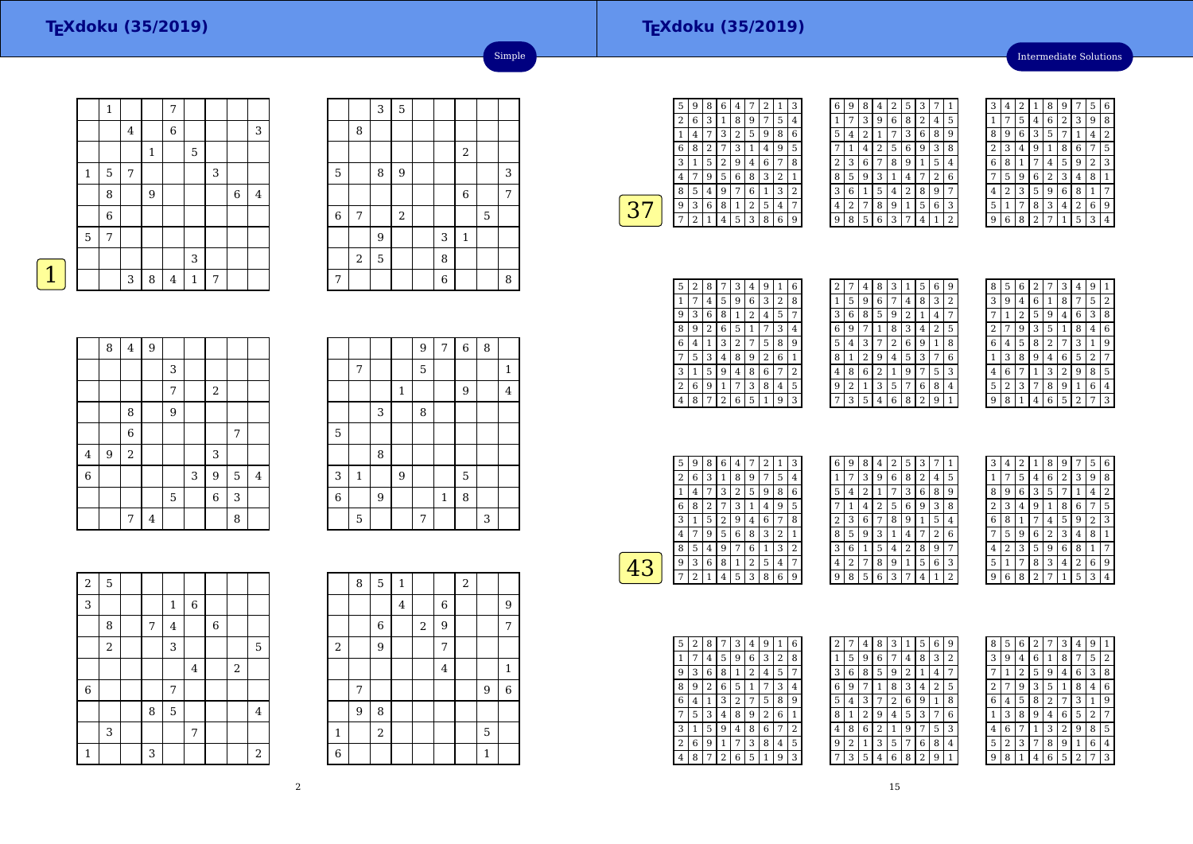## Simple

### 1

|   |   |   |   |   |   |   |   |   |
|---|---|---|---|---|---|---|---|---|
|   | 1 |   |   | 7 |   |   |   |   |
|   |   | 4 |   | 6 |   |   |   | 3 |
|   |   |   | 1 |   | 5 |   |   |   |
| 1 | 5 | 7 |   |   |   | 3 |   |   |
|   | 8 |   | 9 |   |   |   | 6 | 4 |
|   | 6 |   |   |   |   |   |   |   |
| 5 | 7 |   |   |   |   |   |   |   |
|   |   |   |   |   | 3 |   |   |   |
|   |   | 3 | 8 | 4 | 1 | 7 |   |   |

|   |   |   |   |   |   |   |   |   |
|---|---|---|---|---|---|---|---|---|
|   |   | 3 | 5 |   |   |   |   |   |
|   | 8 |   |   |   |   |   |   |   |
|   |   |   |   |   |   | 2 |   |   |
| 5 |   | 8 | 9 |   |   |   |   | 3 |
|   |   |   |   |   |   | 6 |   | 7 |
| 6 | 7 |   | 2 |   |   |   | 5 |   |
|   |   | 9 |   |   | 3 | 1 |   |   |
|   | 2 | 5 |   |   | 8 |   |   |   |
| 7 |   |   |   |   | 6 |   |   | 8 |

|   |   |   |   |   |   |   |   |   |
|---|---|---|---|---|---|---|---|---|
|   | 8 | 4 | 9 |   |   |   |   |   |
|   |   |   |   | 3 |   |   |   |   |
|   |   |   |   | 7 |   | 2 |   |   |
|   |   | 8 |   | 9 |   |   |   |   |
|   |   | 6 |   |   |   |   | 7 |   |
| 4 | 9 | 2 |   |   |   | 3 |   |   |
| 6 |   |   |   |   | 3 | 9 | 5 | 4 |
|   |   |   |   | 5 |   | 6 | 3 |   |
|   |   | 7 | 4 |   |   |   | 8 |   |

|   |   |   |   |   |   |   |   |   |
|---|---|---|---|---|---|---|---|---|
|   |   |   |   | 9 | 7 | 6 | 8 |   |
|   | 7 |   |   | 5 |   |   |   | 1 |
|   |   |   | 1 |   |   | 9 |   | 4 |
|   |   | 3 |   | 8 |   |   |   |   |
| 5 |   |   |   |   |   |   |   |   |
|   |   | 8 |   |   |   |   |   |   |
| 3 | 1 |   | 9 |   |   | 5 |   |   |
| 6 |   | 9 |   |   | 1 | 8 |   |   |
|   | 5 |   |   | 7 |   |   | 3 |   |

|   |   |   |   |   |   |   |   |   |
|---|---|---|---|---|---|---|---|---|
| 2 | 5 |   |   |   |   |   |   |   |
| 3 |   |   |   | 1 | 6 |   |   |   |
|   | 8 |   | 7 | 4 |   | 6 |   |   |
|   | 2 |   |   | 3 |   |   |   | 5 |
|   |   |   |   |   | 4 |   | 2 |   |
| 6 |   |   |   | 7 |   |   |   |   |
|   |   |   | 8 | 5 |   |   |   | 4 |
|   | 3 |   |   |   | 7 |   |   |   |
| 1 |   |   | 3 |   |   |   |   | 2 |

|   |   |   |   |   |   |   |   |   |
|---|---|---|---|---|---|---|---|---|
|   | 8 | 5 | 1 |   |   | 2 |   |   |
|   |   |   | 4 |   | 6 |   |   | 9 |
|   |   | 6 |   | 2 | 9 |   |   | 7 |
| 2 |   | 9 |   |   | 7 |   |   |   |
|   |   |   |   |   | 4 |   |   | 1 |
|   | 7 |   |   |   |   |   | 9 | 6 |
|   | 9 | 8 |   |   |   |   |   |   |
| 1 |   | 2 |   |   |   |   | 5 |   |
| 6 |   |   |   |   |   |   | 1 |   |

## Intermediate Solutions

### 37

|   |   |   |   |   |   |   |   |   |
|---|---|---|---|---|---|---|---|---|
| 5 | 9 | 8 | 6 | 4 | 7 | 2 | 1 | 3 |
| 2 | 6 | 3 | 1 | 8 | 9 | 7 | 5 | 4 |
| 1 | 4 | 7 | 3 | 2 | 5 | 9 | 8 | 6 |
| 6 | 8 | 2 | 7 | 3 | 1 | 4 | 9 | 5 |
| 3 | 1 | 5 | 2 | 9 | 4 | 6 | 7 | 8 |
| 4 | 7 | 9 | 5 | 6 | 8 | 3 | 2 | 1 |
| 8 | 5 | 4 | 9 | 7 | 6 | 1 | 3 | 2 |
| 9 | 3 | 6 | 8 | 1 | 2 | 5 | 4 | 7 |
| 7 | 2 | 1 | 4 | 5 | 3 | 8 | 6 | 9 |

|   |   |   |   |   |   |   |   |   |
|---|---|---|---|---|---|---|---|---|
| 6 | 9 | 8 | 4 | 2 | 5 | 3 | 7 | 1 |
| 1 | 7 | 3 | 9 | 6 | 8 | 2 | 4 | 5 |
| 5 | 4 | 2 | 1 | 7 | 3 | 6 | 8 | 9 |
| 7 | 1 | 4 | 2 | 5 | 6 | 9 | 3 | 8 |
| 2 | 3 | 6 | 7 | 8 | 9 | 1 | 5 | 4 |
| 8 | 5 | 9 | 3 | 1 | 4 | 7 | 2 | 6 |
| 3 | 6 | 1 | 5 | 4 | 2 | 8 | 9 | 7 |
| 4 | 2 | 7 | 8 | 9 | 1 | 5 | 6 | 3 |
| 9 | 8 | 5 | 6 | 3 | 7 | 4 | 1 | 2 |

|   |   |   |   |   |   |   |   |   |
|---|---|---|---|---|---|---|---|---|
| 3 | 4 | 2 | 1 | 8 | 9 | 7 | 5 | 6 |
| 1 | 7 | 5 | 4 | 6 | 2 | 3 | 9 | 8 |
| 8 | 9 | 6 | 3 | 5 | 7 | 1 | 4 | 2 |
| 2 | 3 | 4 | 9 | 1 | 8 | 6 | 7 | 5 |
| 6 | 8 | 1 | 7 | 4 | 5 | 9 | 2 | 3 |
| 7 | 5 | 9 | 6 | 2 | 3 | 4 | 8 | 1 |
| 4 | 2 | 3 | 5 | 9 | 6 | 8 | 1 | 7 |
| 5 | 1 | 7 | 8 | 3 | 4 | 2 | 6 | 9 |
| 9 | 6 | 8 | 2 | 7 | 1 | 5 | 3 | 4 |

|   |   |   |   |   |   |   |   |   |
|---|---|---|---|---|---|---|---|---|
| 5 | 2 | 8 | 7 | 3 | 4 | 9 | 1 | 6 |
| 1 | 7 | 4 | 5 | 9 | 6 | 3 | 2 | 8 |
| 9 | 3 | 6 | 8 | 1 | 2 | 4 | 5 | 7 |
| 8 | 9 | 2 | 6 | 5 | 1 | 7 | 3 | 4 |
| 6 | 4 | 1 | 3 | 2 | 7 | 5 | 8 | 9 |
| 7 | 5 | 3 | 4 | 8 | 9 | 2 | 6 | 1 |
| 3 | 1 | 5 | 9 | 4 | 8 | 6 | 7 | 2 |
| 2 | 6 | 9 | 1 | 7 | 3 | 8 | 4 | 5 |
| 4 | 8 | 7 | 2 | 6 | 5 | 1 | 9 | 3 |

|   |   |   |   |   |   |   |   |   |
|---|---|---|---|---|---|---|---|---|
| 2 | 7 | 4 | 8 | 3 | 1 | 5 | 6 | 9 |
| 1 | 5 | 9 | 6 | 7 | 4 | 8 | 3 | 2 |
| 3 | 6 | 8 | 5 | 9 | 2 | 1 | 4 | 7 |
| 6 | 9 | 7 | 1 | 8 | 3 | 4 | 2 | 5 |
| 5 | 4 | 3 | 7 | 2 | 6 | 9 | 1 | 8 |
| 8 | 1 | 2 | 9 | 4 | 5 | 3 | 7 | 6 |
| 4 | 8 | 6 | 2 | 1 | 9 | 7 | 5 | 3 |
| 9 | 2 | 1 | 3 | 5 | 7 | 6 | 8 | 4 |
| 7 | 3 | 5 | 4 | 6 | 8 | 2 | 9 | 1 |

|   |   |   |   |   |   |   |   |   |
|---|---|---|---|---|---|---|---|---|
| 8 | 5 | 6 | 2 | 7 | 3 | 4 | 9 | 1 |
| 3 | 9 | 4 | 6 | 1 | 8 | 7 | 5 | 2 |
| 7 | 1 | 2 | 5 | 9 | 4 | 6 | 3 | 8 |
| 2 | 7 | 9 | 3 | 5 | 1 | 8 | 4 | 6 |
| 6 | 4 | 5 | 8 | 2 | 7 | 3 | 1 | 9 |
| 1 | 3 | 8 | 9 | 4 | 6 | 5 | 2 | 7 |
| 4 | 6 | 7 | 1 | 3 | 2 | 9 | 8 | 5 |
| 5 | 2 | 3 | 7 | 8 | 9 | 1 | 6 | 4 |
| 9 | 8 | 1 | 4 | 6 | 5 | 2 | 7 | 3 |

### 43

|   |   |   |   |   |   |   |   |   |
|---|---|---|---|---|---|---|---|---|
| 5 | 9 | 8 | 6 | 4 | 7 | 2 | 1 | 3 |
| 2 | 6 | 3 | 1 | 8 | 9 | 7 | 5 | 4 |
| 1 | 4 | 7 | 3 | 2 | 5 | 9 | 8 | 6 |
| 6 | 8 | 2 | 7 | 3 | 1 | 4 | 9 | 5 |
| 3 | 1 | 5 | 2 | 9 | 4 | 6 | 7 | 8 |
| 4 | 7 | 9 | 5 | 6 | 8 | 3 | 2 | 1 |
| 8 | 5 | 4 | 9 | 7 | 6 | 1 | 3 | 2 |
| 9 | 3 | 6 | 8 | 1 | 2 | 5 | 4 | 7 |
| 7 | 2 | 1 | 4 | 5 | 3 | 8 | 6 | 9 |

|   |   |   |   |   |   |   |   |   |
|---|---|---|---|---|---|---|---|---|
| 6 | 9 | 8 | 4 | 2 | 5 | 3 | 7 | 1 |
| 1 | 7 | 3 | 9 | 6 | 8 | 2 | 4 | 5 |
| 5 | 4 | 2 | 1 | 7 | 3 | 6 | 8 | 9 |
| 7 | 1 | 4 | 2 | 5 | 6 | 9 | 3 | 8 |
| 2 | 3 | 6 | 7 | 8 | 9 | 1 | 5 | 4 |
| 8 | 5 | 9 | 3 | 1 | 4 | 7 | 2 | 6 |
| 3 | 6 | 1 | 5 | 4 | 2 | 8 | 9 | 7 |
| 4 | 2 | 7 | 8 | 9 | 1 | 5 | 6 | 3 |
| 9 | 8 | 5 | 6 | 3 | 7 | 4 | 1 | 2 |

|   |   |   |   |   |   |   |   |   |
|---|---|---|---|---|---|---|---|---|
| 3 | 4 | 2 | 1 | 8 | 9 | 7 | 5 | 6 |
| 1 | 7 | 5 | 4 | 6 | 2 | 3 | 9 | 8 |
| 8 | 9 | 6 | 3 | 5 | 7 | 1 | 4 | 2 |
| 2 | 3 | 4 | 9 | 1 | 8 | 6 | 7 | 5 |
| 6 | 8 | 1 | 7 | 4 | 5 | 9 | 2 | 3 |
| 7 | 5 | 9 | 6 | 2 | 3 | 4 | 8 | 1 |
| 4 | 2 | 3 | 5 | 9 | 6 | 8 | 1 | 7 |
| 5 | 1 | 7 | 8 | 3 | 4 | 2 | 6 | 9 |
| 9 | 6 | 8 | 2 | 7 | 1 | 5 | 3 | 4 |

|   |   |   |   |   |   |   |   |   |
|---|---|---|---|---|---|---|---|---|
| 5 | 2 | 8 | 7 | 3 | 4 | 9 | 1 | 6 |
| 1 | 7 | 4 | 5 | 9 | 6 | 3 | 2 | 8 |
| 9 | 3 | 6 | 8 | 1 | 2 | 4 | 5 | 7 |
| 8 | 9 | 2 | 6 | 5 | 1 | 7 | 3 | 4 |
| 6 | 4 | 1 | 3 | 2 | 7 | 5 | 8 | 9 |
| 7 | 5 | 3 | 4 | 8 | 9 | 2 | 6 | 1 |
| 3 | 1 | 5 | 9 | 4 | 8 | 6 | 7 | 2 |
| 2 | 6 | 9 | 1 | 7 | 3 | 8 | 4 | 5 |
| 4 | 8 | 7 | 2 | 6 | 5 | 1 | 9 | 3 |

|   |   |   |   |   |   |   |   |   |
|---|---|---|---|---|---|---|---|---|
| 2 | 7 | 4 | 8 | 3 | 1 | 5 | 6 | 9 |
| 1 | 5 | 9 | 6 | 7 | 4 | 8 | 3 | 2 |
| 3 | 6 | 8 | 5 | 9 | 2 | 1 | 4 | 7 |
| 6 | 9 | 7 | 1 | 8 | 3 | 4 | 2 | 5 |
| 5 | 4 | 3 | 7 | 2 | 6 | 9 | 1 | 8 |
| 8 | 1 | 2 | 9 | 4 | 5 | 3 | 7 | 6 |
| 4 | 8 | 6 | 2 | 1 | 9 | 7 | 5 | 3 |
| 9 | 2 | 1 | 3 | 5 | 7 | 6 | 8 | 4 |
| 7 | 3 | 5 | 4 | 6 | 8 | 2 | 9 | 1 |

|   |   |   |   |   |   |   |   |   |
|---|---|---|---|---|---|---|---|---|
| 8 | 5 | 6 | 2 | 7 | 3 | 4 | 9 | 1 |
| 3 | 9 | 4 | 6 | 1 | 8 | 7 | 5 | 2 |
| 7 | 1 | 2 | 5 | 9 | 4 | 6 | 3 | 8 |
| 2 | 7 | 9 | 3 | 5 | 1 | 8 | 4 | 6 |
| 6 | 4 | 5 | 8 | 2 | 7 | 3 | 1 | 9 |
| 1 | 3 | 8 | 9 | 4 | 6 | 5 | 2 | 7 |
| 4 | 6 | 7 | 1 | 3 | 2 | 9 | 8 | 5 |
| 5 | 2 | 3 | 7 | 8 | 9 | 1 | 6 | 4 |
| 9 | 8 | 1 | 4 | 6 | 5 | 2 | 7 | 3 |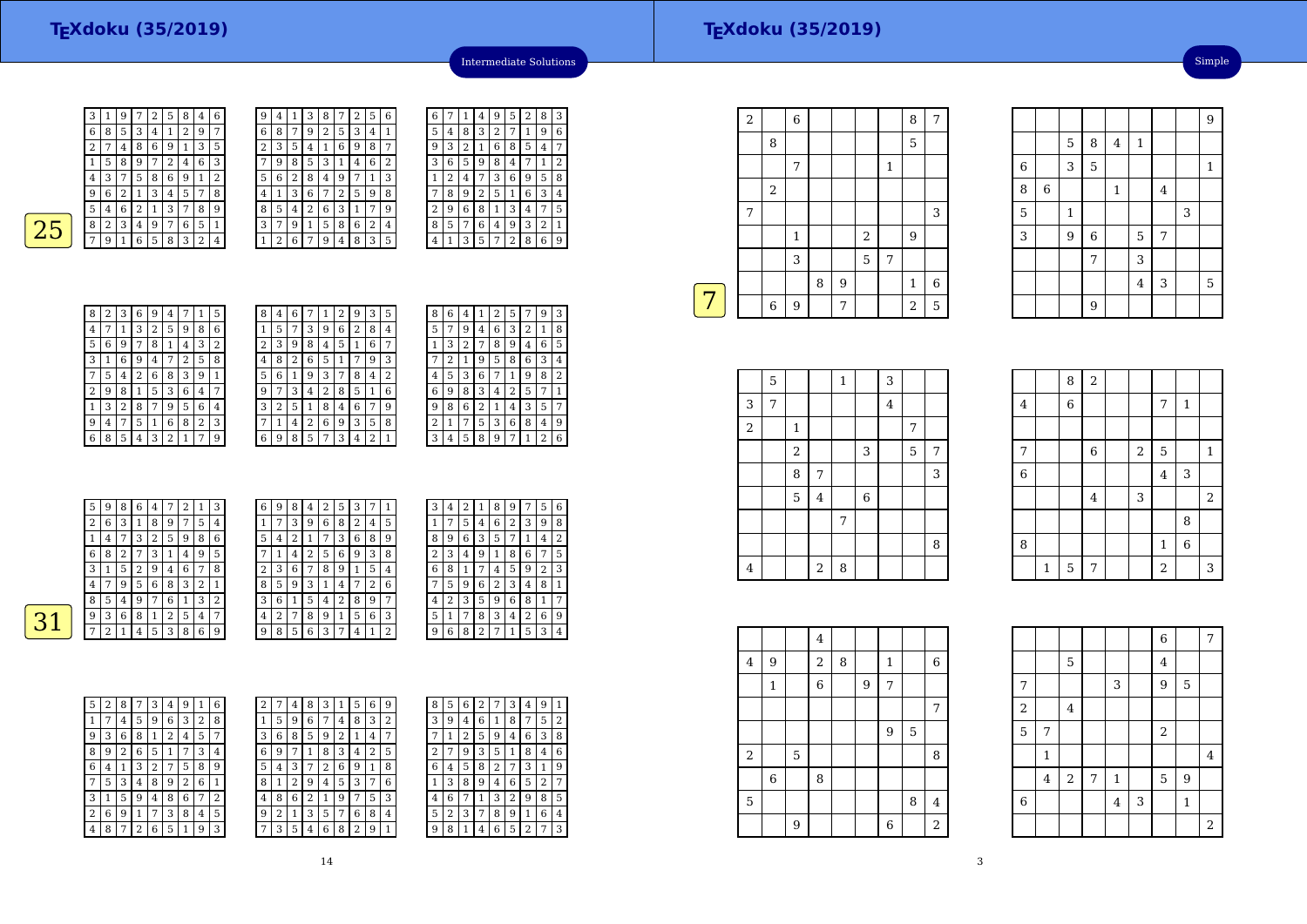Intermediate Solutions

25

| 3 | 1 | 9 | 7 | 2 | 5 | 8 | 4 | 6 |
|---|---|---|---|---|---|---|---|---|
| 6 | 8 | 5 | 3 | 4 | 1 | 2 | 9 | 7 |
| 2 | 7 | 4 | 8 | 6 | 9 | 1 | 3 | 5 |
| 1 | 5 | 8 | 9 | 7 | 2 | 4 | 6 | 3 |
| 4 | 3 | 7 | 5 | 8 | 6 | 9 | 1 | 2 |
| 9 | 6 | 2 | 1 | 3 | 4 | 5 | 7 | 8 |
| 5 | 4 | 6 | 2 | 1 | 3 | 7 | 8 | 9 |
| 8 | 2 | 3 | 4 | 9 | 7 | 6 | 5 | 1 |
| 7 | 9 | 1 | 6 | 5 | 8 | 3 | 2 | 4 |

| 9 | 4 | 1 | 3 | 8 | 7 | 2 | 5 | 6 |
|---|---|---|---|---|---|---|---|---|
| 6 | 8 | 7 | 9 | 2 | 5 | 3 | 4 | 1 |
| 2 | 3 | 5 | 4 | 1 | 6 | 9 | 8 | 7 |
| 7 | 9 | 8 | 5 | 3 | 1 | 4 | 6 | 2 |
| 5 | 6 | 2 | 8 | 4 | 9 | 7 | 1 | 3 |
| 4 | 1 | 3 | 6 | 7 | 2 | 5 | 9 | 8 |
| 8 | 5 | 4 | 2 | 6 | 3 | 1 | 7 | 9 |
| 3 | 7 | 9 | 1 | 5 | 8 | 6 | 2 | 4 |
| 1 | 2 | 6 | 7 | 9 | 4 | 8 | 3 | 5 |

| 6 | 7 | 1 | 4 | 9 | 5 | 2 | 8 | 3 |
|---|---|---|---|---|---|---|---|---|
| 5 | 4 | 8 | 3 | 2 | 7 | 1 | 9 | 6 |
| 9 | 3 | 2 | 1 | 6 | 8 | 5 | 4 | 7 |
| 3 | 6 | 5 | 9 | 8 | 4 | 7 | 1 | 2 |
| 1 | 2 | 4 | 7 | 3 | 6 | 9 | 5 | 8 |
| 7 | 8 | 9 | 2 | 5 | 1 | 6 | 3 | 4 |
| 2 | 9 | 6 | 8 | 1 | 3 | 4 | 7 | 5 |
| 8 | 5 | 7 | 6 | 4 | 9 | 3 | 2 | 1 |
| 4 | 1 | 3 | 5 | 7 | 2 | 8 | 6 | 9 |

| 8 | 2 | 3 | 6 | 9 | 4 | 7 | 1 | 5 |
|---|---|---|---|---|---|---|---|---|
| 4 | 7 | 1 | 3 | 2 | 5 | 9 | 8 | 6 |
| 5 | 6 | 9 | 7 | 8 | 1 | 4 | 3 | 2 |
| 3 | 1 | 6 | 9 | 4 | 7 | 2 | 5 | 8 |
| 7 | 5 | 4 | 2 | 6 | 8 | 3 | 9 | 1 |
| 2 | 9 | 8 | 1 | 5 | 3 | 6 | 4 | 7 |
| 1 | 3 | 2 | 8 | 7 | 9 | 5 | 6 | 4 |
| 9 | 4 | 7 | 5 | 1 | 6 | 8 | 2 | 3 |
| 6 | 8 | 5 | 4 | 3 | 2 | 1 | 7 | 9 |

| 8 | 4 | 6 | 7 | 1 | 2 | 9 | 3 | 5 |
|---|---|---|---|---|---|---|---|---|
| 1 | 5 | 7 | 3 | 9 | 6 | 2 | 8 | 4 |
| 2 | 3 | 9 | 8 | 4 | 5 | 1 | 6 | 7 |
| 4 | 8 | 2 | 6 | 5 | 1 | 7 | 9 | 3 |
| 5 | 6 | 1 | 9 | 3 | 7 | 8 | 4 | 2 |
| 9 | 7 | 3 | 4 | 2 | 8 | 5 | 1 | 6 |
| 3 | 2 | 5 | 1 | 8 | 4 | 6 | 7 | 9 |
| 7 | 1 | 4 | 2 | 6 | 9 | 3 | 5 | 8 |
| 6 | 9 | 8 | 5 | 7 | 3 | 4 | 2 | 1 |

| 8 | 6 | 4 | 1 | 2 | 5 | 7 | 9 | 3 |
|---|---|---|---|---|---|---|---|---|
| 5 | 7 | 9 | 4 | 6 | 3 | 2 | 1 | 8 |
| 1 | 3 | 2 | 7 | 8 | 9 | 4 | 6 | 5 |
| 7 | 2 | 1 | 9 | 5 | 8 | 6 | 3 | 4 |
| 4 | 5 | 3 | 6 | 7 | 1 | 9 | 8 | 2 |
| 6 | 9 | 8 | 3 | 4 | 2 | 5 | 7 | 1 |
| 9 | 8 | 6 | 2 | 1 | 4 | 3 | 5 | 7 |
| 2 | 1 | 7 | 5 | 3 | 6 | 8 | 4 | 9 |
| 3 | 4 | 5 | 8 | 9 | 7 | 1 | 2 | 6 |

31

| 5 | 9 | 8 | 6 | 4 | 7 | 2 | 1 | 3 |
|---|---|---|---|---|---|---|---|---|
| 2 | 6 | 3 | 1 | 8 | 9 | 7 | 5 | 4 |
| 1 | 4 | 7 | 3 | 2 | 5 | 9 | 8 | 6 |
| 6 | 8 | 2 | 7 | 3 | 1 | 4 | 9 | 5 |
| 3 | 1 | 5 | 2 | 9 | 4 | 6 | 7 | 8 |
| 4 | 7 | 9 | 5 | 6 | 8 | 3 | 2 | 1 |
| 8 | 5 | 4 | 9 | 7 | 6 | 1 | 3 | 2 |
| 9 | 3 | 6 | 8 | 1 | 2 | 5 | 4 | 7 |
| 7 | 2 | 1 | 4 | 5 | 3 | 8 | 6 | 9 |

| 6 | 9 | 8 | 4 | 2 | 5 | 3 | 7 | 1 |
|---|---|---|---|---|---|---|---|---|
| 1 | 7 | 3 | 9 | 6 | 8 | 2 | 4 | 5 |
| 5 | 4 | 2 | 1 | 7 | 3 | 6 | 8 | 9 |
| 7 | 1 | 4 | 2 | 5 | 6 | 9 | 3 | 8 |
| 2 | 3 | 6 | 7 | 8 | 9 | 1 | 5 | 4 |
| 8 | 5 | 9 | 3 | 1 | 4 | 7 | 2 | 6 |
| 3 | 6 | 1 | 5 | 4 | 2 | 8 | 9 | 7 |
| 4 | 2 | 7 | 8 | 9 | 1 | 5 | 6 | 3 |
| 9 | 8 | 5 | 6 | 3 | 7 | 4 | 1 | 2 |

| 3 | 4 | 2 | 1 | 8 | 9 | 7 | 5 | 6 |
|---|---|---|---|---|---|---|---|---|
| 1 | 7 | 5 | 4 | 6 | 2 | 3 | 9 | 8 |
| 8 | 9 | 6 | 3 | 5 | 7 | 1 | 4 | 2 |
| 2 | 3 | 4 | 9 | 1 | 8 | 6 | 7 | 5 |
| 6 | 8 | 1 | 7 | 4 | 5 | 9 | 2 | 3 |
| 7 | 5 | 9 | 6 | 2 | 3 | 4 | 8 | 1 |
| 4 | 2 | 3 | 5 | 9 | 6 | 8 | 1 | 7 |
| 5 | 1 | 7 | 8 | 3 | 4 | 2 | 6 | 9 |
| 9 | 6 | 8 | 2 | 7 | 1 | 5 | 3 | 4 |

| 5 | 2 | 8 | 7 | 3 | 4 | 9 | 1 | 6 |
|---|---|---|---|---|---|---|---|---|
| 1 | 7 | 4 | 5 | 9 | 6 | 3 | 2 | 8 |
| 9 | 3 | 6 | 8 | 1 | 2 | 4 | 5 | 7 |
| 8 | 9 | 2 | 6 | 5 | 1 | 7 | 3 | 4 |
| 6 | 4 | 1 | 3 | 2 | 7 | 5 | 8 | 9 |
| 7 | 5 | 3 | 4 | 8 | 9 | 2 | 6 | 1 |
| 3 | 1 | 5 | 9 | 4 | 8 | 6 | 7 | 2 |
| 2 | 6 | 9 | 1 | 7 | 3 | 8 | 4 | 5 |
| 4 | 8 | 7 | 2 | 6 | 5 | 1 | 9 | 3 |

| 2 | 7 | 4 | 8 | 3 | 1 | 5 | 6 | 9 |
|---|---|---|---|---|---|---|---|---|
| 1 | 5 | 9 | 6 | 7 | 4 | 8 | 3 | 2 |
| 3 | 6 | 8 | 5 | 9 | 2 | 1 | 4 | 7 |
| 6 | 9 | 7 | 1 | 8 | 3 | 4 | 2 | 5 |
| 5 | 4 | 3 | 7 | 2 | 6 | 9 | 1 | 8 |
| 8 | 1 | 2 | 9 | 4 | 5 | 3 | 7 | 6 |
| 4 | 8 | 6 | 2 | 1 | 9 | 7 | 5 | 3 |
| 9 | 2 | 1 | 3 | 5 | 7 | 6 | 8 | 4 |
| 7 | 3 | 5 | 4 | 6 | 8 | 2 | 9 | 1 |

| 8 | 5 | 6 | 2 | 7 | 3 | 4 | 9 | 1 |
|---|---|---|---|---|---|---|---|---|
| 3 | 9 | 4 | 6 | 1 | 8 | 7 | 5 | 2 |
| 7 | 1 | 2 | 5 | 9 | 4 | 6 | 3 | 8 |
| 2 | 7 | 9 | 3 | 5 | 1 | 8 | 4 | 6 |
| 6 | 4 | 5 | 8 | 2 | 7 | 3 | 1 | 9 |
| 1 | 3 | 8 | 9 | 4 | 6 | 5 | 2 | 7 |
| 4 | 6 | 7 | 1 | 3 | 2 | 9 | 8 | 5 |
| 5 | 2 | 3 | 7 | 8 | 9 | 1 | 6 | 4 |
| 9 | 8 | 1 | 4 | 6 | 5 | 2 | 7 | 3 |

Simple

7

| 2 |  | 6 |  |  |  |  | 8 | 7 |
|---|---|---|---|---|---|---|---|---|
|  | 8 |  |  |  |  |  | 5 |  |
|  |  | 7 |  |  |  | 1 |  |  |
|  | 2 |  |  |  |  |  |  |  |
| 7 |  |  |  |  |  |  |  | 3 |
|  |  | 1 |  |  | 2 |  | 9 |  |
|  |  | 3 |  |  | 5 | 7 |  |  |
|  |  |  | 8 | 9 |  |  | 1 | 6 |
|  | 6 | 9 |  | 7 |  |  | 2 | 5 |

|  |  |  |  |  |  |  |  | 9 |
|---|---|---|---|---|---|---|---|---|
|  |  | 5 | 8 | 4 | 1 |  |  |  |
| 6 |  | 3 | 5 |  |  |  |  | 1 |
| 8 | 6 |  |  | 1 |  | 4 |  |  |
| 5 |  | 1 |  |  |  |  | 3 |  |
| 3 |  | 9 | 6 |  | 5 | 7 |  |  |
|  |  |  | 7 |  | 3 |  |  |  |
|  |  |  |  |  | 4 | 3 |  | 5 |
|  |  |  | 9 |  |  |  |  |  |

|  | 5 |  |  | 1 |  | 3 |  |  |
|---|---|---|---|---|---|---|---|---|
| 3 | 7 |  |  |  |  | 4 |  |  |
| 2 |  | 1 |  |  |  |  | 7 |  |
|  |  | 2 |  |  | 3 |  | 5 | 7 |
|  |  | 8 | 7 |  |  |  |  | 3 |
|  |  | 5 | 4 |  | 6 |  |  |  |
|  |  |  |  | 7 |  |  |  |  |
|  |  |  |  |  |  |  |  | 8 |
| 4 |  |  | 2 | 8 |  |  |  |  |

|  |  | 8 | 2 |  |  |  |  |  |
|---|---|---|---|---|---|---|---|---|
| 4 |  | 6 |  |  |  | 7 | 1 |  |
|  |  |  |  |  |  |  |  |  |
| 7 |  |  | 6 |  | 2 | 5 |  | 1 |
| 6 |  |  |  |  |  | 4 | 3 |  |
|  |  |  | 4 |  | 3 |  |  | 2 |
|  |  |  |  |  |  |  | 8 |  |
| 8 |  |  |  |  |  | 1 | 6 |  |
|  | 1 | 5 | 7 |  |  | 2 |  | 3 |

|  |  |  | 4 |  |  |  |  |  |
|---|---|---|---|---|---|---|---|---|
| 4 | 9 |  | 2 | 8 |  | 1 |  | 6 |
|  | 1 |  | 6 |  | 9 | 7 |  |  |
|  |  |  |  |  |  |  |  | 7 |
|  |  |  |  |  |  | 9 | 5 |  |
| 2 |  | 5 |  |  |  |  |  | 8 |
|  | 6 |  | 8 |  |  |  |  |  |
| 5 |  |  |  |  |  |  | 8 | 4 |
|  |  | 9 |  |  |  | 6 |  | 2 |

|  |  |  |  |  |  | 6 |  | 7 |
|---|---|---|---|---|---|---|---|---|
|  |  | 5 |  |  |  | 4 |  |  |
| 7 |  |  |  | 3 |  | 9 | 5 |  |
| 2 |  | 4 |  |  |  |  |  |  |
| 5 | 7 |  |  |  |  | 2 |  |  |
|  | 1 |  |  |  |  |  |  | 4 |
|  | 4 | 2 | 7 | 1 |  | 5 | 9 |  |
| 6 |  |  |  | 4 | 3 |  | 1 |  |
|  |  |  |  |  |  |  |  | 2 |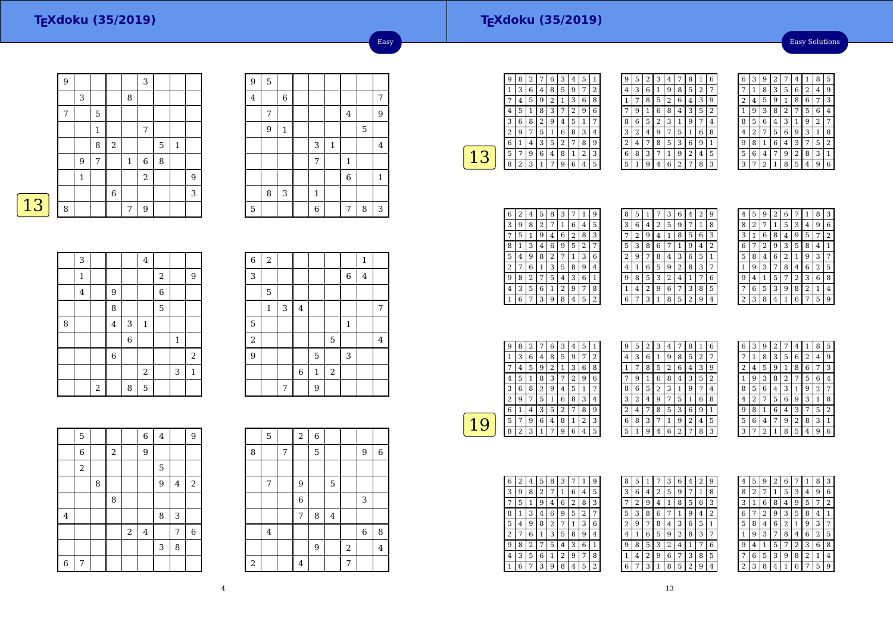# TEXdoku (35/2019)

Easy

## 13

| 9 | | | | | 3 | | | |
|---|---|---|---|---|---|---|---|---|
| | 3 | | | 8 | | | | |
| 7 | | 5 | | | | | | |
| | | 1 | | | 7 | | | |
| | | 8 | 2 | | | 5 | 1 | |
| | 9 | 7 | | 1 | 6 | 8 | | |
| | 1 | | | | 2 | | | 9 |
| | | | 6 | | | | | 3 |
| 8 | | | | 7 | 9 | | | |

| 9 | 5 | | | | | | | |
|---|---|---|---|---|---|---|---|---|
| 4 | | 6 | | | | | | 7 |
| | 7 | | | | | 4 | | 9 |
| | 9 | 1 | | | | | 5 | |
| | | | | 3 | 1 | | | 4 |
| | | | | 7 | | 1 | | |
| | | | | | | 6 | | 1 |
| | 8 | 3 | | 1 | | | | |
| 5 | | | | 6 | | 7 | 8 | 3 |

| | 3 | | | | 4 | | | |
|---|---|---|---|---|---|---|---|---|
| | 1 | | | | | 2 | | 9 |
| | 4 | | 9 | | | 6 | | |
| | | | 8 | | | 5 | | |
| 8 | | | 4 | 3 | 1 | | | |
| | | | | 6 | | | 1 | |
| | | | 6 | | | | | 2 |
| | | | | | 2 | | 3 | 1 |
| | | 2 | | 8 | 5 | | | |

| 6 | 2 | | | | | | 1 | |
|---|---|---|---|---|---|---|---|---|
| 3 | | | | | | 6 | 4 | |
| | 5 | | | | | | | |
| | 1 | 3 | 4 | | | | | 7 |
| 5 | | | | | | 1 | | |
| 2 | | | | | 5 | | | 4 |
| 9 | | | | 5 | | 3 | | |
| | | | 6 | 1 | 2 | | | |
| | | 7 | | 9 | | | | |

| | 5 | | | | 6 | 4 | | 9 |
|---|---|---|---|---|---|---|---|---|
| | 6 | | 2 | | 9 | | | |
| | 2 | | | | | 5 | | |
| | | 8 | | | | 9 | 4 | 2 |
| | | | 8 | | | | | |
| 4 | | | | | | 8 | 3 | |
| | | | | 2 | 4 | | 7 | 6 |
| | | | | | | 3 | 8 | |
| 6 | 7 | | | | | | | |

| | 5 | | 2 | 6 | | | | |
|---|---|---|---|---|---|---|---|---|
| 8 | | 7 | | 5 | | | 9 | 6 |
| | | | | | | | | |
| | 7 | | 9 | | 5 | | | |
| | | | 6 | | | | 3 | |
| | | | 7 | 8 | 4 | | | |
| | 4 | | | | | | 6 | 8 |
| | | | | 9 | | 2 | | 4 |
| 2 | | | 4 | | | 7 | | |

# TEXdoku (35/2019)

Easy Solutions

## 13

| 9 | 8 | 2 | 7 | 6 | 3 | 4 | 5 | 1 |
|---|---|---|---|---|---|---|---|---|
| 1 | 3 | 6 | 4 | 8 | 5 | 9 | 7 | 2 |
| 7 | 4 | 5 | 9 | 2 | 1 | 3 | 6 | 8 |
| 4 | 5 | 1 | 8 | 3 | 7 | 2 | 9 | 6 |
| 3 | 6 | 8 | 2 | 9 | 4 | 5 | 1 | 7 |
| 2 | 9 | 7 | 5 | 1 | 6 | 8 | 3 | 4 |
| 6 | 1 | 4 | 3 | 5 | 2 | 7 | 8 | 9 |
| 5 | 7 | 9 | 6 | 4 | 8 | 1 | 2 | 3 |
| 8 | 2 | 3 | 1 | 7 | 9 | 6 | 4 | 5 |

| 9 | 5 | 2 | 3 | 4 | 7 | 8 | 1 | 6 |
|---|---|---|---|---|---|---|---|---|
| 4 | 3 | 6 | 1 | 9 | 8 | 5 | 2 | 7 |
| 1 | 7 | 8 | 5 | 2 | 6 | 4 | 3 | 9 |
| 7 | 9 | 1 | 6 | 8 | 4 | 3 | 5 | 2 |
| 8 | 6 | 5 | 2 | 3 | 1 | 9 | 7 | 4 |
| 3 | 2 | 4 | 9 | 7 | 5 | 1 | 6 | 8 |
| 2 | 4 | 7 | 8 | 5 | 3 | 6 | 9 | 1 |
| 6 | 8 | 3 | 7 | 1 | 9 | 2 | 4 | 5 |
| 5 | 1 | 9 | 4 | 6 | 2 | 7 | 8 | 3 |

| 6 | 3 | 9 | 2 | 7 | 4 | 1 | 8 | 5 |
|---|---|---|---|---|---|---|---|---|
| 7 | 1 | 8 | 3 | 5 | 6 | 2 | 4 | 9 |
| 2 | 4 | 5 | 9 | 1 | 8 | 6 | 7 | 3 |
| 1 | 9 | 3 | 8 | 2 | 7 | 5 | 6 | 4 |
| 8 | 5 | 6 | 4 | 3 | 1 | 9 | 2 | 7 |
| 4 | 2 | 7 | 5 | 6 | 9 | 3 | 1 | 8 |
| 9 | 8 | 1 | 6 | 4 | 3 | 7 | 5 | 2 |
| 5 | 6 | 4 | 7 | 9 | 2 | 8 | 3 | 1 |
| 3 | 7 | 2 | 1 | 8 | 5 | 4 | 9 | 6 |

| 6 | 2 | 4 | 5 | 8 | 3 | 7 | 1 | 9 |
|---|---|---|---|---|---|---|---|---|
| 3 | 9 | 8 | 2 | 7 | 1 | 6 | 4 | 5 |
| 7 | 5 | 1 | 9 | 4 | 6 | 2 | 8 | 3 |
| 8 | 1 | 3 | 4 | 6 | 9 | 5 | 2 | 7 |
| 5 | 4 | 9 | 8 | 2 | 7 | 1 | 3 | 6 |
| 2 | 7 | 6 | 1 | 3 | 5 | 8 | 9 | 4 |
| 9 | 8 | 2 | 7 | 5 | 4 | 3 | 6 | 1 |
| 4 | 3 | 5 | 6 | 1 | 2 | 9 | 7 | 8 |
| 1 | 6 | 7 | 3 | 9 | 8 | 4 | 5 | 2 |

| 8 | 5 | 1 | 7 | 3 | 6 | 4 | 2 | 9 |
|---|---|---|---|---|---|---|---|---|
| 3 | 6 | 4 | 2 | 5 | 9 | 7 | 1 | 8 |
| 7 | 2 | 9 | 4 | 1 | 8 | 5 | 6 | 3 |
| 5 | 3 | 8 | 6 | 7 | 1 | 9 | 4 | 2 |
| 2 | 9 | 7 | 8 | 4 | 3 | 6 | 5 | 1 |
| 4 | 1 | 6 | 5 | 9 | 2 | 8 | 3 | 7 |
| 9 | 8 | 5 | 3 | 2 | 4 | 1 | 7 | 6 |
| 1 | 4 | 2 | 9 | 6 | 7 | 3 | 8 | 5 |
| 6 | 7 | 3 | 1 | 8 | 5 | 2 | 9 | 4 |

| 4 | 5 | 9 | 2 | 6 | 7 | 1 | 8 | 3 |
|---|---|---|---|---|---|---|---|---|
| 8 | 2 | 7 | 1 | 5 | 3 | 4 | 9 | 6 |
| 3 | 1 | 6 | 8 | 4 | 9 | 5 | 7 | 2 |
| 6 | 7 | 2 | 9 | 3 | 5 | 8 | 4 | 1 |
| 5 | 8 | 4 | 6 | 2 | 1 | 9 | 3 | 7 |
| 1 | 9 | 3 | 7 | 8 | 4 | 6 | 2 | 5 |
| 9 | 4 | 1 | 5 | 7 | 2 | 3 | 6 | 8 |
| 7 | 6 | 5 | 3 | 9 | 8 | 2 | 1 | 4 |
| 2 | 3 | 8 | 4 | 1 | 6 | 7 | 5 | 9 |

## 19

| 9 | 8 | 2 | 7 | 6 | 3 | 4 | 5 | 1 |
|---|---|---|---|---|---|---|---|---|
| 1 | 3 | 6 | 4 | 8 | 5 | 9 | 7 | 2 |
| 7 | 4 | 5 | 9 | 2 | 1 | 3 | 6 | 8 |
| 4 | 5 | 1 | 8 | 3 | 7 | 2 | 9 | 6 |
| 3 | 6 | 8 | 2 | 9 | 4 | 5 | 1 | 7 |
| 2 | 9 | 7 | 5 | 1 | 6 | 8 | 3 | 4 |
| 6 | 1 | 4 | 3 | 5 | 2 | 7 | 8 | 9 |
| 5 | 7 | 9 | 6 | 4 | 8 | 1 | 2 | 3 |
| 8 | 2 | 3 | 1 | 7 | 9 | 6 | 4 | 5 |

| 9 | 5 | 2 | 3 | 4 | 7 | 8 | 1 | 6 |
|---|---|---|---|---|---|---|---|---|
| 4 | 3 | 6 | 1 | 9 | 8 | 5 | 2 | 7 |
| 1 | 7 | 8 | 5 | 2 | 6 | 4 | 3 | 9 |
| 7 | 9 | 1 | 6 | 8 | 4 | 3 | 5 | 2 |
| 8 | 6 | 5 | 2 | 3 | 1 | 9 | 7 | 4 |
| 3 | 2 | 4 | 9 | 7 | 5 | 1 | 6 | 8 |
| 2 | 4 | 7 | 8 | 5 | 3 | 6 | 9 | 1 |
| 6 | 8 | 3 | 7 | 1 | 9 | 2 | 4 | 5 |
| 5 | 1 | 9 | 4 | 6 | 2 | 7 | 8 | 3 |

| 6 | 3 | 9 | 2 | 7 | 4 | 1 | 8 | 5 |
|---|---|---|---|---|---|---|---|---|
| 7 | 1 | 8 | 3 | 5 | 6 | 2 | 4 | 9 |
| 2 | 4 | 5 | 9 | 1 | 8 | 6 | 7 | 3 |
| 1 | 9 | 3 | 8 | 2 | 7 | 5 | 6 | 4 |
| 8 | 5 | 6 | 4 | 3 | 1 | 9 | 2 | 7 |
| 4 | 2 | 7 | 5 | 6 | 9 | 3 | 1 | 8 |
| 9 | 8 | 1 | 6 | 4 | 3 | 7 | 5 | 2 |
| 5 | 6 | 4 | 7 | 9 | 2 | 8 | 3 | 1 |
| 3 | 7 | 2 | 1 | 8 | 5 | 4 | 9 | 6 |

| 6 | 2 | 4 | 5 | 8 | 3 | 7 | 1 | 9 |
|---|---|---|---|---|---|---|---|---|
| 3 | 9 | 8 | 2 | 7 | 1 | 6 | 4 | 5 |
| 7 | 5 | 1 | 9 | 4 | 6 | 2 | 8 | 3 |
| 8 | 1 | 3 | 4 | 6 | 9 | 5 | 2 | 7 |
| 5 | 4 | 9 | 8 | 2 | 7 | 1 | 3 | 6 |
| 2 | 7 | 6 | 1 | 3 | 5 | 8 | 9 | 4 |
| 9 | 8 | 2 | 7 | 5 | 4 | 3 | 6 | 1 |
| 4 | 3 | 5 | 6 | 1 | 2 | 9 | 7 | 8 |
| 1 | 6 | 7 | 3 | 9 | 8 | 4 | 5 | 2 |

| 8 | 5 | 1 | 7 | 3 | 6 | 4 | 2 | 9 |
|---|---|---|---|---|---|---|---|---|
| 3 | 6 | 4 | 2 | 5 | 9 | 7 | 1 | 8 |
| 7 | 2 | 9 | 4 | 1 | 8 | 5 | 6 | 3 |
| 5 | 3 | 8 | 6 | 7 | 1 | 9 | 4 | 2 |
| 2 | 9 | 7 | 8 | 4 | 3 | 6 | 5 | 1 |
| 4 | 1 | 6 | 5 | 9 | 2 | 8 | 3 | 7 |
| 9 | 8 | 5 | 3 | 2 | 4 | 1 | 7 | 6 |
| 1 | 4 | 2 | 9 | 6 | 7 | 3 | 8 | 5 |
| 6 | 7 | 3 | 1 | 8 | 5 | 2 | 9 | 4 |

| 4 | 5 | 9 | 2 | 6 | 7 | 1 | 8 | 3 |
|---|---|---|---|---|---|---|---|---|
| 8 | 2 | 7 | 1 | 5 | 3 | 4 | 9 | 6 |
| 3 | 1 | 6 | 8 | 4 | 9 | 5 | 7 | 2 |
| 6 | 7 | 2 | 9 | 3 | 5 | 8 | 4 | 1 |
| 5 | 8 | 4 | 6 | 2 | 1 | 9 | 3 | 7 |
| 1 | 9 | 3 | 7 | 8 | 4 | 6 | 2 | 5 |
| 9 | 4 | 1 | 5 | 7 | 2 | 3 | 6 | 8 |
| 7 | 6 | 5 | 3 | 9 | 8 | 2 | 1 | 4 |
| 2 | 3 | 8 | 4 | 1 | 6 | 7 | 5 | 9 |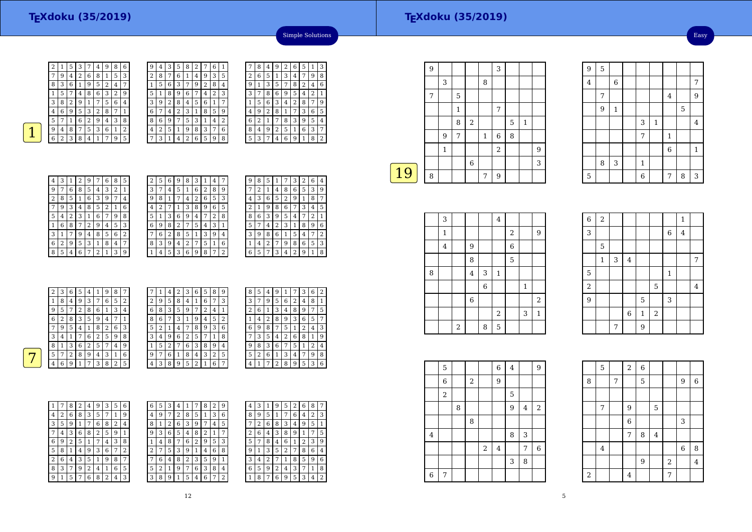# TEXdoku (35/2019)

Simple Solutions

1

| 2 | 1 | 5 | 3 | 7 | 4 | 9 | 8 | 6 |
|---|---|---|---|---|---|---|---|---|
| 7 | 9 | 4 | 2 | 6 | 8 | 1 | 5 | 3 |
| 8 | 3 | 6 | 1 | 9 | 5 | 2 | 4 | 7 |
| 1 | 5 | 7 | 4 | 8 | 6 | 3 | 2 | 9 |
| 3 | 8 | 2 | 9 | 1 | 7 | 5 | 6 | 4 |
| 4 | 6 | 9 | 5 | 3 | 2 | 8 | 7 | 1 |
| 5 | 7 | 1 | 6 | 2 | 9 | 4 | 3 | 8 |
| 9 | 4 | 8 | 7 | 5 | 3 | 6 | 1 | 2 |
| 6 | 2 | 3 | 8 | 4 | 1 | 7 | 9 | 5 |

| 9 | 4 | 3 | 5 | 8 | 2 | 7 | 6 | 1 |
|---|---|---|---|---|---|---|---|---|
| 2 | 8 | 7 | 6 | 1 | 4 | 9 | 3 | 5 |
| 1 | 5 | 6 | 3 | 7 | 9 | 2 | 8 | 4 |
| 5 | 1 | 8 | 9 | 6 | 7 | 4 | 2 | 3 |
| 3 | 9 | 2 | 8 | 4 | 5 | 6 | 1 | 7 |
| 6 | 7 | 4 | 2 | 3 | 1 | 8 | 5 | 9 |
| 8 | 6 | 9 | 7 | 5 | 3 | 1 | 4 | 2 |
| 4 | 2 | 5 | 1 | 9 | 8 | 3 | 7 | 6 |
| 7 | 3 | 1 | 4 | 2 | 6 | 5 | 9 | 8 |

| 7 | 8 | 4 | 9 | 2 | 6 | 5 | 1 | 3 |
|---|---|---|---|---|---|---|---|---|
| 2 | 6 | 5 | 1 | 3 | 4 | 7 | 9 | 8 |
| 9 | 1 | 3 | 5 | 7 | 8 | 2 | 4 | 6 |
| 3 | 7 | 8 | 6 | 9 | 5 | 4 | 2 | 1 |
| 1 | 5 | 6 | 3 | 4 | 2 | 8 | 7 | 9 |
| 4 | 9 | 2 | 8 | 1 | 7 | 3 | 6 | 5 |
| 6 | 2 | 1 | 7 | 8 | 3 | 9 | 5 | 4 |
| 8 | 4 | 9 | 2 | 5 | 1 | 6 | 3 | 7 |
| 5 | 3 | 7 | 4 | 6 | 9 | 1 | 8 | 2 |

| 4 | 3 | 1 | 2 | 9 | 7 | 6 | 8 | 5 |
|---|---|---|---|---|---|---|---|---|
| 9 | 7 | 6 | 8 | 5 | 4 | 3 | 2 | 1 |
| 2 | 8 | 5 | 1 | 6 | 3 | 9 | 7 | 4 |
| 7 | 9 | 3 | 4 | 8 | 5 | 2 | 1 | 6 |
| 5 | 4 | 2 | 3 | 1 | 6 | 7 | 9 | 8 |
| 1 | 6 | 8 | 7 | 2 | 9 | 4 | 5 | 3 |
| 3 | 1 | 7 | 9 | 4 | 8 | 5 | 6 | 2 |
| 6 | 2 | 9 | 5 | 3 | 1 | 8 | 4 | 7 |
| 8 | 5 | 4 | 6 | 7 | 2 | 1 | 3 | 9 |

| 2 | 5 | 6 | 9 | 8 | 3 | 1 | 4 | 7 |
|---|---|---|---|---|---|---|---|---|
| 3 | 7 | 4 | 5 | 1 | 6 | 2 | 8 | 9 |
| 9 | 8 | 1 | 7 | 4 | 2 | 6 | 5 | 3 |
| 4 | 2 | 7 | 1 | 3 | 8 | 9 | 6 | 5 |
| 5 | 1 | 3 | 6 | 9 | 4 | 7 | 2 | 8 |
| 6 | 9 | 8 | 2 | 7 | 5 | 4 | 3 | 1 |
| 7 | 6 | 2 | 8 | 5 | 1 | 3 | 9 | 4 |
| 8 | 3 | 9 | 4 | 2 | 7 | 5 | 1 | 6 |
| 1 | 4 | 5 | 3 | 6 | 9 | 8 | 7 | 2 |

| 9 | 8 | 5 | 1 | 7 | 3 | 2 | 6 | 4 |
|---|---|---|---|---|---|---|---|---|
| 7 | 2 | 1 | 4 | 8 | 6 | 5 | 3 | 9 |
| 4 | 3 | 6 | 5 | 2 | 9 | 1 | 8 | 7 |
| 2 | 1 | 9 | 8 | 6 | 7 | 3 | 4 | 5 |
| 8 | 6 | 3 | 9 | 5 | 4 | 7 | 2 | 1 |
| 5 | 7 | 4 | 2 | 3 | 1 | 8 | 9 | 6 |
| 3 | 9 | 8 | 6 | 1 | 5 | 4 | 7 | 2 |
| 1 | 4 | 2 | 7 | 9 | 8 | 6 | 5 | 3 |
| 6 | 5 | 7 | 3 | 4 | 2 | 9 | 1 | 8 |

7

| 2 | 3 | 6 | 5 | 4 | 1 | 9 | 8 | 7 |
|---|---|---|---|---|---|---|---|---|
| 1 | 8 | 4 | 9 | 3 | 7 | 6 | 5 | 2 |
| 9 | 5 | 7 | 2 | 8 | 6 | 1 | 3 | 4 |
| 6 | 2 | 8 | 3 | 5 | 9 | 4 | 7 | 1 |
| 7 | 9 | 5 | 4 | 1 | 8 | 2 | 6 | 3 |
| 3 | 4 | 1 | 7 | 6 | 2 | 5 | 9 | 8 |
| 8 | 1 | 3 | 6 | 2 | 5 | 7 | 4 | 9 |
| 5 | 7 | 2 | 8 | 9 | 4 | 3 | 1 | 6 |
| 4 | 6 | 9 | 1 | 7 | 3 | 8 | 2 | 5 |

| 7 | 1 | 4 | 2 | 3 | 6 | 5 | 8 | 9 |
|---|---|---|---|---|---|---|---|---|
| 2 | 9 | 5 | 8 | 4 | 1 | 6 | 7 | 3 |
| 6 | 8 | 3 | 5 | 9 | 7 | 2 | 4 | 1 |
| 8 | 6 | 7 | 3 | 1 | 9 | 4 | 5 | 2 |
| 5 | 2 | 1 | 4 | 7 | 8 | 9 | 3 | 6 |
| 3 | 4 | 9 | 6 | 2 | 5 | 7 | 1 | 8 |
| 1 | 5 | 2 | 7 | 6 | 3 | 8 | 9 | 4 |
| 9 | 7 | 6 | 1 | 8 | 4 | 3 | 2 | 5 |
| 4 | 3 | 8 | 9 | 5 | 2 | 1 | 6 | 7 |

| 8 | 5 | 4 | 9 | 1 | 7 | 3 | 6 | 2 |
|---|---|---|---|---|---|---|---|---|
| 3 | 7 | 9 | 5 | 6 | 2 | 4 | 8 | 1 |
| 2 | 6 | 1 | 3 | 4 | 8 | 9 | 7 | 5 |
| 1 | 4 | 2 | 8 | 9 | 3 | 6 | 5 | 7 |
| 6 | 9 | 8 | 7 | 5 | 1 | 2 | 4 | 3 |
| 7 | 3 | 5 | 4 | 2 | 6 | 8 | 1 | 9 |
| 9 | 8 | 3 | 6 | 7 | 5 | 1 | 2 | 4 |
| 5 | 2 | 6 | 1 | 3 | 4 | 7 | 9 | 8 |
| 4 | 1 | 7 | 2 | 8 | 9 | 5 | 3 | 6 |

| 1 | 7 | 8 | 2 | 4 | 9 | 3 | 5 | 6 |
|---|---|---|---|---|---|---|---|---|
| 4 | 2 | 6 | 8 | 3 | 5 | 7 | 1 | 9 |
| 3 | 5 | 9 | 1 | 7 | 6 | 8 | 2 | 4 |
| 7 | 4 | 3 | 6 | 8 | 2 | 5 | 9 | 1 |
| 6 | 9 | 2 | 5 | 1 | 7 | 4 | 3 | 8 |
| 5 | 8 | 1 | 4 | 9 | 3 | 6 | 7 | 2 |
| 2 | 6 | 4 | 3 | 5 | 1 | 9 | 8 | 7 |
| 8 | 3 | 7 | 9 | 2 | 4 | 1 | 6 | 5 |
| 9 | 1 | 5 | 7 | 6 | 8 | 2 | 4 | 3 |

| 6 | 5 | 3 | 4 | 1 | 7 | 8 | 2 | 9 |
|---|---|---|---|---|---|---|---|---|
| 4 | 9 | 7 | 2 | 8 | 5 | 1 | 3 | 6 |
| 8 | 1 | 2 | 6 | 3 | 9 | 7 | 4 | 5 |
| 9 | 3 | 6 | 5 | 4 | 8 | 2 | 1 | 7 |
| 1 | 4 | 8 | 7 | 6 | 2 | 9 | 5 | 3 |
| 2 | 7 | 5 | 3 | 9 | 1 | 4 | 6 | 8 |
| 7 | 6 | 4 | 8 | 2 | 3 | 5 | 9 | 1 |
| 5 | 2 | 1 | 9 | 7 | 6 | 3 | 8 | 4 |
| 3 | 8 | 9 | 1 | 5 | 4 | 6 | 7 | 2 |

| 4 | 3 | 1 | 9 | 5 | 2 | 6 | 8 | 7 |
|---|---|---|---|---|---|---|---|---|
| 8 | 9 | 5 | 1 | 7 | 6 | 4 | 2 | 3 |
| 7 | 2 | 6 | 8 | 3 | 4 | 9 | 5 | 1 |
| 2 | 6 | 4 | 3 | 8 | 9 | 1 | 7 | 5 |
| 5 | 7 | 8 | 4 | 6 | 1 | 2 | 3 | 9 |
| 9 | 1 | 3 | 5 | 2 | 7 | 8 | 6 | 4 |
| 3 | 4 | 2 | 7 | 1 | 8 | 5 | 9 | 6 |
| 6 | 5 | 9 | 2 | 4 | 3 | 7 | 1 | 8 |
| 1 | 8 | 7 | 6 | 9 | 5 | 3 | 4 | 2 |

# TEXdoku (35/2019)

Easy

19

| 9 |   |   |   |   | 3 |   |   |   |
|---|---|---|---|---|---|---|---|---|
|   | 3 |   |   | 8 |   |   |   |   |
| 7 |   | 5 |   |   |   |   |   |   |
|   |   | 1 |   |   | 7 |   |   |   |
|   |   | 8 | 2 |   |   | 5 | 1 |   |
|   | 9 | 7 |   | 1 | 6 | 8 |   |   |
|   | 1 |   |   |   | 2 |   |   | 9 |
|   |   |   | 6 |   |   |   |   | 3 |
| 8 |   |   |   | 7 | 9 |   |   |   |

| 9 | 5 |   |   |   |   |   |   |   |
|---|---|---|---|---|---|---|---|---|
| 4 |   | 6 |   |   |   |   |   | 7 |
|   | 7 |   |   |   |   | 4 |   | 9 |
|   | 9 | 1 |   |   |   |   | 5 |   |
|   |   |   |   | 3 | 1 |   |   | 4 |
|   |   |   |   | 7 |   | 1 |   |   |
|   |   |   |   |   |   | 6 |   | 1 |
|   | 8 | 3 |   | 1 |   |   |   |   |
| 5 |   |   |   | 6 |   | 7 | 8 | 3 |

|   | 3 |   |   |   | 4 |   |   |   |
|---|---|---|---|---|---|---|---|---|
|   | 1 |   |   |   |   | 2 |   | 9 |
|   | 4 |   | 9 |   |   | 6 |   |   |
|   |   |   | 8 |   |   | 5 |   |   |
| 8 |   |   | 4 | 3 | 1 |   |   |   |
|   |   |   |   | 6 |   |   | 1 |   |
|   |   |   | 6 |   |   |   |   | 2 |
|   |   |   |   |   | 2 |   | 3 | 1 |
|   |   | 2 |   | 8 | 5 |   |   |   |

| 6 | 2 |   |   |   |   |   | 1 |   |
|---|---|---|---|---|---|---|---|---|
| 3 |   |   |   |   |   | 6 | 4 |   |
|   | 5 |   |   |   |   |   |   |   |
|   | 1 | 3 | 4 |   |   |   |   | 7 |
| 5 |   |   |   |   |   | 1 |   |   |
| 2 |   |   |   |   | 5 |   |   | 4 |
| 9 |   |   |   | 5 |   | 3 |   |   |
|   |   |   | 6 | 1 | 2 |   |   |   |
|   |   | 7 |   | 9 |   |   |   |   |

|   | 5 |   |   |   | 6 | 4 |   | 9 |
|---|---|---|---|---|---|---|---|---|
|   | 6 |   | 2 |   | 9 |   |   |   |
|   | 2 |   |   |   |   | 5 |   |   |
|   |   | 8 |   |   |   | 9 | 4 | 2 |
|   |   |   | 8 |   |   |   |   |   |
| 4 |   |   |   |   |   | 8 | 3 |   |
|   |   |   |   | 2 | 4 |   | 7 | 6 |
|   |   |   |   |   |   | 3 | 8 |   |
| 6 | 7 |   |   |   |   |   |   |   |

|   | 5 |   | 2 | 6 |   |   |   |   |
|---|---|---|---|---|---|---|---|---|
| 8 |   | 7 |   | 5 |   |   | 9 | 6 |
|   |   |   |   |   |   |   |   |   |
|   | 7 |   | 9 |   | 5 |   |   |   |
|   |   |   | 6 |   |   |   | 3 |   |
|   |   |   | 7 | 8 | 4 |   |   |   |
|   | 4 |   |   |   |   |   | 6 | 8 |
|   |   |   |   | 9 |   | 2 |   | 4 |
| 2 |   |   | 4 |   |   | 7 |   |   |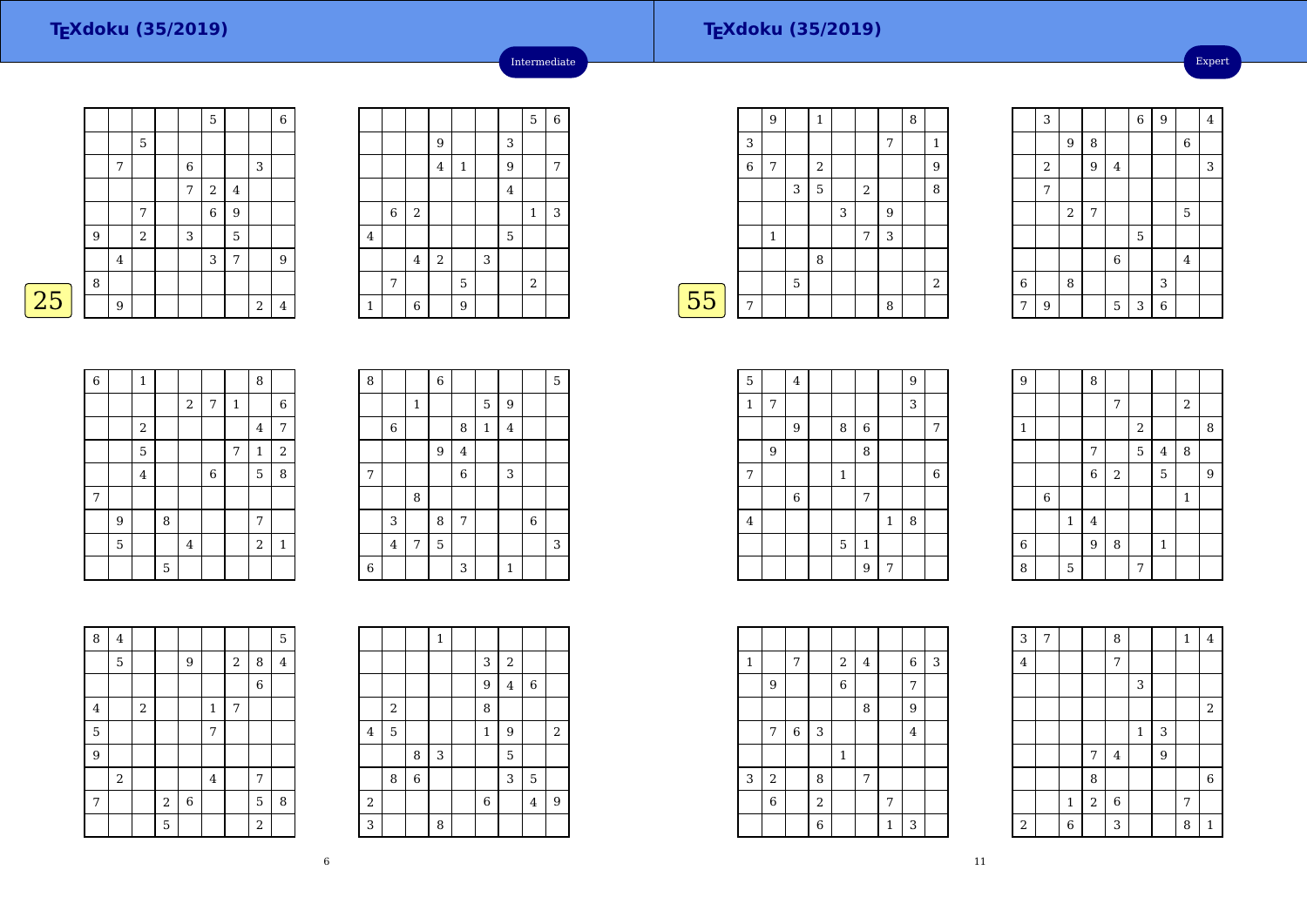# TEXdoku (35/2019)

Intermediate

**25**

| | | | | | 5 | | | 6 |
|---|---|---|---|---|---|---|---|---|
| | | 5 | | | | | | |
| | 7 | | | 6 | | | 3 | |
| | | | | 7 | 2 | 4 | | |
| | | 7 | | | 6 | 9 | | |
| 9 | | 2 | | 3 | | 5 | | |
| | 4 | | | | 3 | 7 | | 9 |
| 8 | | | | | | | | |
| | 9 | | | | | | 2 | 4 |

| | | | | | | | 5 | 6 |
|---|---|---|---|---|---|---|---|---|
| | | | 9 | | | 3 | | |
| | | | 4 | 1 | | 9 | | 7 |
| | | | | | | 4 | | |
| | 6 | 2 | | | | | 1 | 3 |
| 4 | | | | | | 5 | | |
| | | 4 | 2 | | 3 | | | |
| | 7 | | | 5 | | | 2 | |
| 1 | | 6 | | 9 | | | | |

| 6 | | 1 | | | | | 8 | |
|---|---|---|---|---|---|---|---|---|
| | | | | 2 | 7 | 1 | | 6 |
| | | 2 | | | | | 4 | 7 |
| | | 5 | | | | 7 | 1 | 2 |
| | | 4 | | | 6 | | 5 | 8 |
| 7 | | | | | | | | |
| | 9 | | 8 | | | | 7 | |
| | 5 | | | 4 | | | 2 | 1 |
| | | | 5 | | | | | |

| 8 | | | 6 | | | | | 5 |
|---|---|---|---|---|---|---|---|---|
| | | 1 | | | 5 | 9 | | |
| | 6 | | | 8 | 1 | 4 | | |
| | | | 9 | 4 | | | | |
| 7 | | | | 6 | | 3 | | |
| | | 8 | | | | | | |
| | 3 | | 8 | 7 | | | 6 | |
| | 4 | 7 | 5 | | | | | 3 |
| 6 | | | | 3 | | 1 | | |

| 8 | 4 | | | | | | | 5 |
|---|---|---|---|---|---|---|---|---|
| | 5 | | | 9 | | 2 | 8 | 4 |
| | | | | | | | 6 | |
| 4 | | 2 | | | 1 | 7 | | |
| 5 | | | | | 7 | | | |
| 9 | | | | | | | | |
| | 2 | | | | 4 | | 7 | |
| 7 | | | 2 | 6 | | | 5 | 8 |
| | | | 5 | | | | 2 | |

| | | | 1 | | | | | |
|---|---|---|---|---|---|---|---|---|
| | | | | | 3 | 2 | | |
| | | | | | 9 | 4 | 6 | |
| | 2 | | | | 8 | | | |
| 4 | 5 | | | | 1 | 9 | | 2 |
| | | 8 | 3 | | | 5 | | |
| | 8 | 6 | | | | 3 | 5 | |
| 2 | | | | | 6 | | 4 | 9 |
| 3 | | | 8 | | | | | |

# TEXdoku (35/2019)

Expert

**55**

| | 9 | | 1 | | | | 8 | |
|---|---|---|---|---|---|---|---|---|
| 3 | | | | | | 7 | | 1 |
| 6 | 7 | | 2 | | | | | 9 |
| | | 3 | 5 | | 2 | | | 8 |
| | | | | 3 | | 9 | | |
| | 1 | | | | 7 | 3 | | |
| | | | 8 | | | | | |
| | | 5 | | | | | | 2 |
| 7 | | | | | | 8 | | |

| | 3 | | | | 6 | 9 | | 4 |
|---|---|---|---|---|---|---|---|---|
| | | 9 | 8 | | | | 6 | |
| | 2 | | 9 | 4 | | | | 3 |
| | 7 | | | | | | | |
| | | 2 | 7 | | | | 5 | |
| | | | | | 5 | | | |
| | | | | 6 | | | 4 | |
| 6 | | 8 | | | | 3 | | |
| 7 | 9 | | | 5 | 3 | 6 | | |

| 5 | | 4 | | | | | 9 | |
|---|---|---|---|---|---|---|---|---|
| 1 | 7 | | | | | | 3 | |
| | | 9 | | 8 | 6 | | | 7 |
| | 9 | | | | 8 | | | |
| 7 | | | | 1 | | | | 6 |
| | | 6 | | | 7 | | | |
| 4 | | | | | | 1 | 8 | |
| | | | | 5 | 1 | | | |
| | | | | | 9 | 7 | | |

| 9 | | | 8 | | | | | |
|---|---|---|---|---|---|---|---|---|
| | | | | 7 | | | 2 | |
| 1 | | | | | 2 | | | 8 |
| | | | 7 | | 5 | 4 | 8 | |
| | | | 6 | 2 | | 5 | | 9 |
| | 6 | | | | | | 1 | |
| | | 1 | 4 | | | | | |
| 6 | | | 9 | 8 | | 1 | | |
| 8 | | 5 | | | 7 | | | |

| | | | | | | | | |
|---|---|---|---|---|---|---|---|---|
| 1 | | 7 | | 2 | 4 | | 6 | 3 |
| | 9 | | | 6 | | | 7 | |
| | | | | | 8 | | 9 | |
| | 7 | 6 | 3 | | | | 4 | |
| | | | | 1 | | | | |
| 3 | 2 | | 8 | | 7 | | | |
| | 6 | | 2 | | | 7 | | |
| | | | 6 | | | 1 | 3 | |

| 3 | 7 | | | 8 | | | 1 | 4 |
|---|---|---|---|---|---|---|---|---|
| 4 | | | | 7 | | | | |
| | | | | | 3 | | | |
| | | | | | | | | 2 |
| | | | | | 1 | 3 | | |
| | | | 7 | 4 | | 9 | | |
| | | | 8 | | | | | 6 |
| | | 1 | 2 | 6 | | | 7 | |
| 2 | | 6 | | 3 | | | 8 | 1 |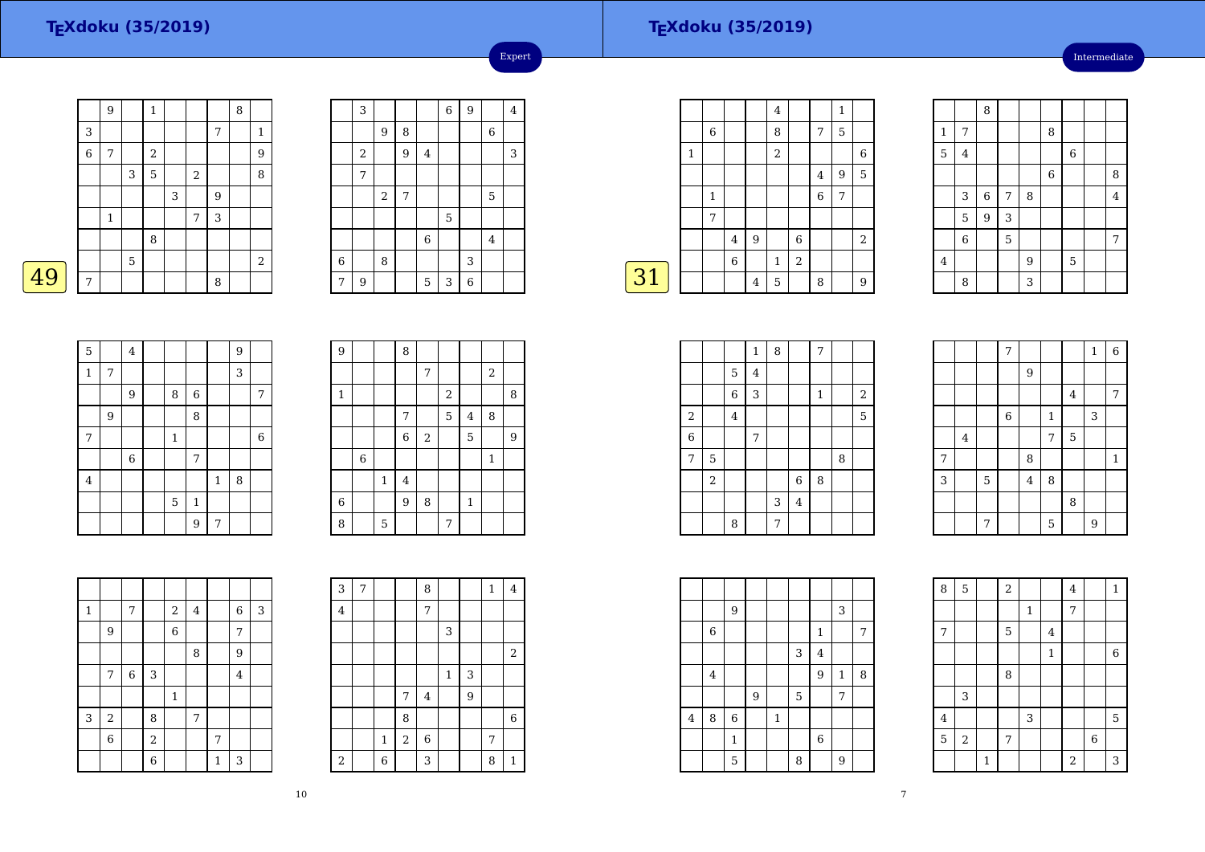# TEXdoku (35/2019)

Expert

49

| | | | | | | | | |
|---|---|---|---|---|---|---|---|---|
| | 9 | | 1 | | | | 8 | |
| 3 | | | | | | 7 | | 1 |
| 6 | 7 | | 2 | | | | | 9 |
| | | 3 | 5 | | 2 | | | 8 |
| | | | | 3 | | 9 | | |
| | 1 | | | | 7 | 3 | | |
| | | | 8 | | | | | |
| | | 5 | | | | | | 2 |
| 7 | | | | | | 8 | | |

| | | | | | | | | |
|---|---|---|---|---|---|---|---|---|
| | 3 | | | | 6 | 9 | | 4 |
| | | 9 | 8 | | | | 6 | |
| | 2 | | 9 | 4 | | | | 3 |
| | 7 | | | | | | | |
| | | 2 | 7 | | | | 5 | |
| | | | | | 5 | | | |
| | | | | 6 | | | 4 | |
| 6 | | 8 | | | | 3 | | |
| 7 | 9 | | | 5 | 3 | 6 | | |

| | | | | | | | | |
|---|---|---|---|---|---|---|---|---|
| 5 | | 4 | | | | | 9 | |
| 1 | 7 | | | | | | 3 | |
| | | 9 | | 8 | 6 | | | 7 |
| | 9 | | | | 8 | | | |
| 7 | | | | 1 | | | | 6 |
| | | 6 | | | 7 | | | |
| 4 | | | | | | 1 | 8 | |
| | | | | 5 | 1 | | | |
| | | | | | 9 | 7 | | |

| | | | | | | | | |
|---|---|---|---|---|---|---|---|---|
| 9 | | | 8 | | | | | |
| | | | | 7 | | | 2 | |
| 1 | | | | | 2 | | | 8 |
| | | | 7 | | 5 | 4 | 8 | |
| | | | 6 | 2 | | 5 | | 9 |
| | 6 | | | | | | 1 | |
| | | 1 | 4 | | | | | |
| 6 | | | 9 | 8 | | 1 | | |
| 8 | | 5 | | | 7 | | | |

| | | | | | | | | |
|---|---|---|---|---|---|---|---|---|
| | | | | | | | | |
| 1 | | 7 | | 2 | 4 | | 6 | 3 |
| | 9 | | | 6 | | | 7 | |
| | | | | | 8 | | 9 | |
| | 7 | 6 | 3 | | | | 4 | |
| | | | | 1 | | | | |
| 3 | 2 | | 8 | | 7 | | | |
| | 6 | | 2 | | | 7 | | |
| | | | 6 | | | 1 | 3 | |

| | | | | | | | | |
|---|---|---|---|---|---|---|---|---|
| 3 | 7 | | | 8 | | | 1 | 4 |
| 4 | | | | 7 | | | | |
| | | | | | 3 | | | |
| | | | | | | | | 2 |
| | | | | | 1 | 3 | | |
| | | | 7 | 4 | | 9 | | |
| | | | 8 | | | | | 6 |
| | | 1 | 2 | 6 | | | 7 | |
| 2 | | 6 | | 3 | | | 8 | 1 |

# TEXdoku (35/2019)

Intermediate

31

| | | | | | | | | |
|---|---|---|---|---|---|---|---|---|
| | | | | 4 | | | 1 | |
| | 6 | | | 8 | | 7 | 5 | |
| 1 | | | | 2 | | | | 6 |
| | | | | | | 4 | 9 | 5 |
| | 1 | | | | | 6 | 7 | |
| | 7 | | | | | | | |
| | | 4 | 9 | | 6 | | | 2 |
| | | 6 | | 1 | 2 | | | |
| | | | 4 | 5 | | 8 | | 9 |

| | | | | | | | | |
|---|---|---|---|---|---|---|---|---|
| | | 8 | | | | | | |
| 1 | 7 | | | | 8 | | | |
| 5 | 4 | | | | | 6 | | |
| | | | | | 6 | | | 8 |
| | 3 | 6 | 7 | 8 | | | | 4 |
| | 5 | 9 | 3 | | | | | |
| | 6 | | 5 | | | | | 7 |
| 4 | | | | 9 | | 5 | | |
| | 8 | | | 3 | | | | |

| | | | | | | | | |
|---|---|---|---|---|---|---|---|---|
| | | | 1 | 8 | | 7 | | |
| | | 5 | 4 | | | | | |
| | | 6 | 3 | | | 1 | | 2 |
| 2 | | 4 | | | | | | 5 |
| 6 | | | 7 | | | | | |
| 7 | 5 | | | | | | 8 | |
| | 2 | | | | 6 | 8 | | |
| | | | | 3 | 4 | | | |
| | | 8 | | 7 | | | | |

| | | | | | | | | |
|---|---|---|---|---|---|---|---|---|
| | | | 7 | | | | 1 | 6 |
| | | | | 9 | | | | |
| | | | | | | 4 | | 7 |
| | | | 6 | | 1 | | 3 | |
| | 4 | | | | 7 | 5 | | |
| 7 | | | | 8 | | | | 1 |
| 3 | | 5 | | 4 | 8 | | | |
| | | | | | | 8 | | |
| | | 7 | | | 5 | | 9 | |

| | | | | | | | | |
|---|---|---|---|---|---|---|---|---|
| | | | | | | | | |
| | | 9 | | | | | 3 | |
| | 6 | | | | | 1 | | 7 |
| | | | | | 3 | 4 | | |
| | 4 | | | | | 9 | 1 | 8 |
| | | | 9 | | 5 | | 7 | |
| 4 | 8 | 6 | | 1 | | | | |
| | | 1 | | | | 6 | | |
| | | 5 | | | 8 | | 9 | |

| | | | | | | | | |
|---|---|---|---|---|---|---|---|---|
| 8 | 5 | | 2 | | | 4 | | 1 |
| | | | | 1 | | 7 | | |
| 7 | | | 5 | | 4 | | | |
| | | | | | 1 | | | 6 |
| | | | 8 | | | | | |
| | 3 | | | | | | | |
| 4 | | | | 3 | | | | 5 |
| 5 | 2 | | 7 | | | | 6 | |
| | | 1 | | | | 2 | | 3 |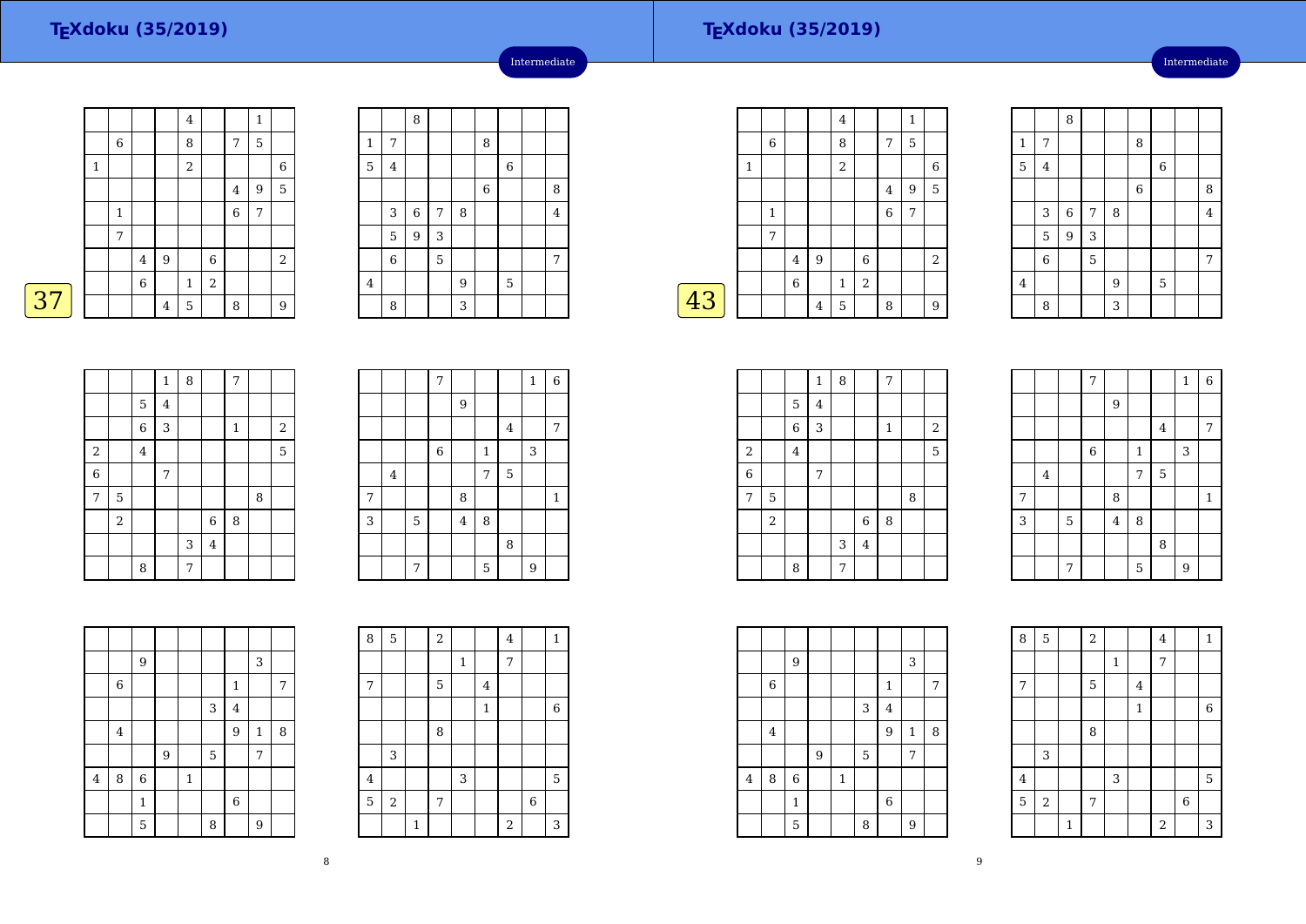# $\TeX$doku (35/2019)

Intermediate

37

| | | | | | | | | |
|---|---|---|---|---|---|---|---|---|
| | | | | 4 | | | 1 | |
| | 6 | | | 8 | | 7 | 5 | |
| 1 | | | | 2 | | | | 6 |
| | | | | | | 4 | 9 | 5 |
| | 1 | | | | | 6 | 7 | |
| | 7 | | | | | | | |
| | | 4 | 9 | | 6 | | | 2 |
| | | 6 | | 1 | 2 | | | |
| | | | 4 | 5 | | 8 | | 9 |

| | | | | | | | | |
|---|---|---|---|---|---|---|---|---|
| | | 8 | | | | | | |
| 1 | 7 | | | | 8 | | | |
| 5 | 4 | | | | | 6 | | |
| | | | | | 6 | | | 8 |
| | 3 | 6 | 7 | 8 | | | | 4 |
| | 5 | 9 | 3 | | | | | |
| | 6 | | 5 | | | | | 7 |
| 4 | | | | 9 | | 5 | | |
| | 8 | | | 3 | | | | |

| | | | | | | | | |
|---|---|---|---|---|---|---|---|---|
| | | | 1 | 8 | | 7 | | |
| | | 5 | 4 | | | | | |
| | | 6 | 3 | | | 1 | | 2 |
| 2 | | 4 | | | | | | 5 |
| 6 | | | 7 | | | | | |
| 7 | 5 | | | | | | 8 | |
| | 2 | | | | 6 | 8 | | |
| | | | | 3 | 4 | | | |
| | | 8 | | 7 | | | | |

| | | | | | | | | |
|---|---|---|---|---|---|---|---|---|
| | | | 7 | | | | 1 | 6 |
| | | | | 9 | | | | |
| | | | | | | 4 | | 7 |
| | | | 6 | | 1 | | 3 | |
| | 4 | | | | 7 | 5 | | |
| 7 | | | | 8 | | | | 1 |
| 3 | | 5 | | 4 | 8 | | | |
| | | | | | | 8 | | |
| | | 7 | | | 5 | | 9 | |

| | | | | | | | | |
|---|---|---|---|---|---|---|---|---|
| | | | | | | | | |
| | | 9 | | | | | 3 | |
| | 6 | | | | | 1 | | 7 |
| | | | | | 3 | 4 | | |
| | 4 | | | | | 9 | 1 | 8 |
| | | | 9 | | 5 | | 7 | |
| 4 | 8 | 6 | | 1 | | | | |
| | | 1 | | | | 6 | | |
| | | 5 | | | 8 | | 9 | |

| | | | | | | | | |
|---|---|---|---|---|---|---|---|---|
| 8 | 5 | | 2 | | | 4 | | 1 |
| | | | | 1 | | 7 | | |
| 7 | | | 5 | | 4 | | | |
| | | | | | 1 | | | 6 |
| | | | 8 | | | | | |
| | 3 | | | | | | | |
| 4 | | | | 3 | | | | 5 |
| 5 | 2 | | 7 | | | | 6 | |
| | | 1 | | | | 2 | | 3 |

# $\TeX$doku (35/2019)

Intermediate

43

| | | | | | | | | |
|---|---|---|---|---|---|---|---|---|
| | | | | 4 | | | 1 | |
| | 6 | | | 8 | | 7 | 5 | |
| 1 | | | | 2 | | | | 6 |
| | | | | | | 4 | 9 | 5 |
| | 1 | | | | | 6 | 7 | |
| | 7 | | | | | | | |
| | | 4 | 9 | | 6 | | | 2 |
| | | 6 | | 1 | 2 | | | |
| | | | 4 | 5 | | 8 | | 9 |

| | | | | | | | | |
|---|---|---|---|---|---|---|---|---|
| | | 8 | | | | | | |
| 1 | 7 | | | | 8 | | | |
| 5 | 4 | | | | | 6 | | |
| | | | | | 6 | | | 8 |
| | 3 | 6 | 7 | 8 | | | | 4 |
| | 5 | 9 | 3 | | | | | |
| | 6 | | 5 | | | | | 7 |
| 4 | | | | 9 | | 5 | | |
| | 8 | | | 3 | | | | |

| | | | | | | | | |
|---|---|---|---|---|---|---|---|---|
| | | | 1 | 8 | | 7 | | |
| | | 5 | 4 | | | | | |
| | | 6 | 3 | | | 1 | | 2 |
| 2 | | 4 | | | | | | 5 |
| 6 | | | 7 | | | | | |
| 7 | 5 | | | | | | 8 | |
| | 2 | | | | 6 | 8 | | |
| | | | | 3 | 4 | | | |
| | | 8 | | 7 | | | | |

| | | | | | | | | |
|---|---|---|---|---|---|---|---|---|
| | | | 7 | | | | 1 | 6 |
| | | | | 9 | | | | |
| | | | | | | 4 | | 7 |
| | | | 6 | | 1 | | 3 | |
| | 4 | | | | 7 | 5 | | |
| 7 | | | | 8 | | | | 1 |
| 3 | | 5 | | 4 | 8 | | | |
| | | | | | | 8 | | |
| | | 7 | | | 5 | | 9 | |

| | | | | | | | | |
|---|---|---|---|---|---|---|---|---|
| | | | | | | | | |
| | | 9 | | | | | 3 | |
| | 6 | | | | | 1 | | 7 |
| | | | | | 3 | 4 | | |
| | 4 | | | | | 9 | 1 | 8 |
| | | | 9 | | 5 | | 7 | |
| 4 | 8 | 6 | | 1 | | | | |
| | | 1 | | | | 6 | | |
| | | 5 | | | 8 | | 9 | |

| | | | | | | | | |
|---|---|---|---|---|---|---|---|---|
| 8 | 5 | | 2 | | | 4 | | 1 |
| | | | | 1 | | 7 | | |
| 7 | | | 5 | | 4 | | | |
| | | | | | 1 | | | 6 |
| | | | 8 | | | | | |
| | 3 | | | | | | | |
| 4 | | | | 3 | | | | 5 |
| 5 | 2 | | 7 | | | | 6 | |
| | | 1 | | | | 2 | | 3 |